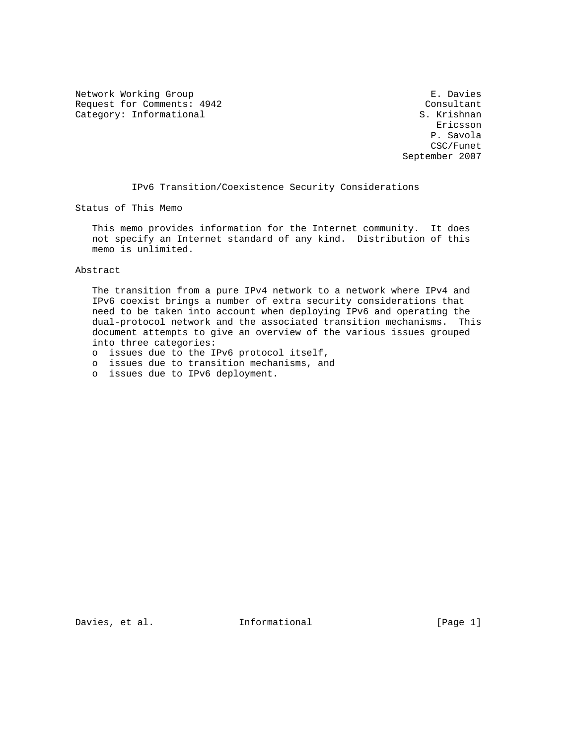Network Working Group E. Davies
Request for Comments: 4942 Consultant
Category: Informational S. Krishnan
Ericsson
P. Savola
CSC/Funet
September 2007

# IPv6 Transition/Coexistence Security Considerations

## Status of This Memo

This memo provides information for the Internet community. It does not specify an Internet standard of any kind. Distribution of this memo is unlimited.

## Abstract

The transition from a pure IPv4 network to a network where IPv4 and IPv6 coexist brings a number of extra security considerations that need to be taken into account when deploying IPv6 and operating the dual-protocol network and the associated transition mechanisms. This document attempts to give an overview of the various issues grouped into three categories:

- issues due to the IPv6 protocol itself,
- issues due to transition mechanisms, and
- issues due to IPv6 deployment.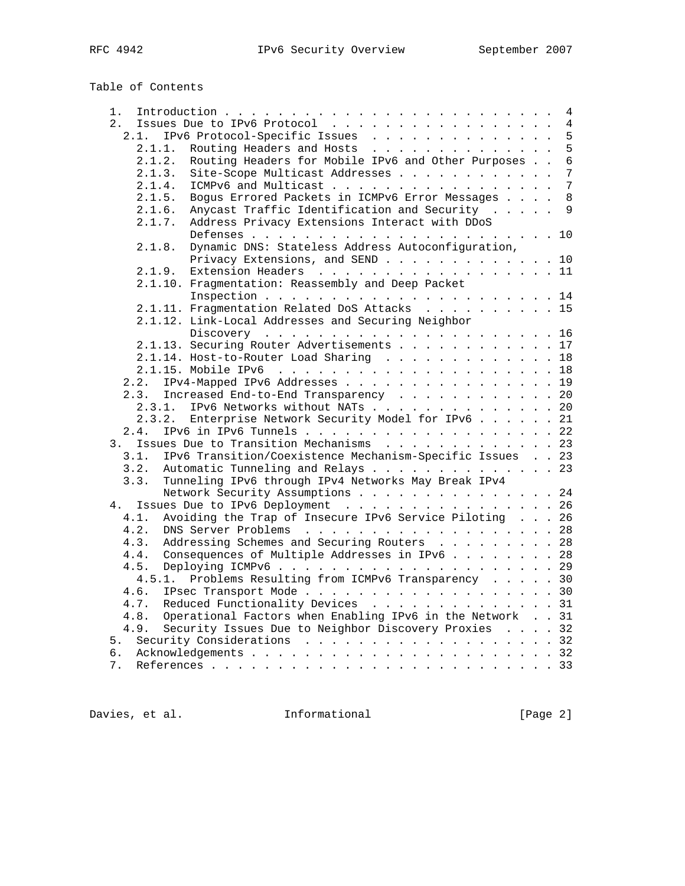Table of Contents

```
   1.  Introduction . . . . . . . . . . . . . . . . . . . . . . . . .  4
   2.  Issues Due to IPv6 Protocol  . . . . . . . . . . . . . . . . .  4
     2.1.  IPv6 Protocol-Specific Issues  . . . . . . . . . . . . . .  5
       2.1.1.  Routing Headers and Hosts  . . . . . . . . . . . . . .  5
       2.1.2.  Routing Headers for Mobile IPv6 and Other Purposes . .  6
       2.1.3.  Site-Scope Multicast Addresses . . . . . . . . . . . .  7
       2.1.4.  ICMPv6 and Multicast . . . . . . . . . . . . . . . . .  7
       2.1.5.  Bogus Errored Packets in ICMPv6 Error Messages . . . .  8
       2.1.6.  Anycast Traffic Identification and Security  . . . . .  9
       2.1.7.  Address Privacy Extensions Interact with DDoS
               Defenses . . . . . . . . . . . . . . . . . . . . . . . 10
       2.1.8.  Dynamic DNS: Stateless Address Autoconfiguration,
               Privacy Extensions, and SEND . . . . . . . . . . . . . 10
       2.1.9.  Extension Headers  . . . . . . . . . . . . . . . . . . 11
       2.1.10. Fragmentation: Reassembly and Deep Packet
               Inspection . . . . . . . . . . . . . . . . . . . . . . 14
       2.1.11. Fragmentation Related DoS Attacks  . . . . . . . . . . 15
       2.1.12. Link-Local Addresses and Securing Neighbor
               Discovery  . . . . . . . . . . . . . . . . . . . . . . 16
       2.1.13. Securing Router Advertisements . . . . . . . . . . . . 17
       2.1.14. Host-to-Router Load Sharing  . . . . . . . . . . . . . 18
       2.1.15. Mobile IPv6  . . . . . . . . . . . . . . . . . . . . . 18
     2.2.  IPv4-Mapped IPv6 Addresses . . . . . . . . . . . . . . . . 19
     2.3.  Increased End-to-End Transparency  . . . . . . . . . . . . 20
       2.3.1.  IPv6 Networks without NATs . . . . . . . . . . . . . . 20
       2.3.2.  Enterprise Network Security Model for IPv6 . . . . . . 21
     2.4.  IPv6 in IPv6 Tunnels . . . . . . . . . . . . . . . . . . . 22
   3.  Issues Due to Transition Mechanisms  . . . . . . . . . . . . . 23
     3.1.  IPv6 Transition/Coexistence Mechanism-Specific Issues  . . 23
     3.2.  Automatic Tunneling and Relays . . . . . . . . . . . . . . 23
     3.3.  Tunneling IPv6 through IPv4 Networks May Break IPv4
           Network Security Assumptions . . . . . . . . . . . . . . . 24
   4.  Issues Due to IPv6 Deployment  . . . . . . . . . . . . . . . . 26
     4.1.  Avoiding the Trap of Insecure IPv6 Service Piloting  . . . 26
     4.2.  DNS Server Problems  . . . . . . . . . . . . . . . . . . . 28
     4.3.  Addressing Schemes and Securing Routers  . . . . . . . . . 28
     4.4.  Consequences of Multiple Addresses in IPv6 . . . . . . . . 28
     4.5.  Deploying ICMPv6 . . . . . . . . . . . . . . . . . . . . . 29
       4.5.1.  Problems Resulting from ICMPv6 Transparency  . . . . . 30
     4.6.  IPsec Transport Mode . . . . . . . . . . . . . . . . . . . 30
     4.7.  Reduced Functionality Devices  . . . . . . . . . . . . . . 31
     4.8.  Operational Factors when Enabling IPv6 in the Network  . . 31
     4.9.  Security Issues Due to Neighbor Discovery Proxies  . . . . 32
   5.  Security Considerations  . . . . . . . . . . . . . . . . . . . 32
   6.  Acknowledgements . . . . . . . . . . . . . . . . . . . . . . . 32
   7.  References . . . . . . . . . . . . . . . . . . . . . . . . . . 33
```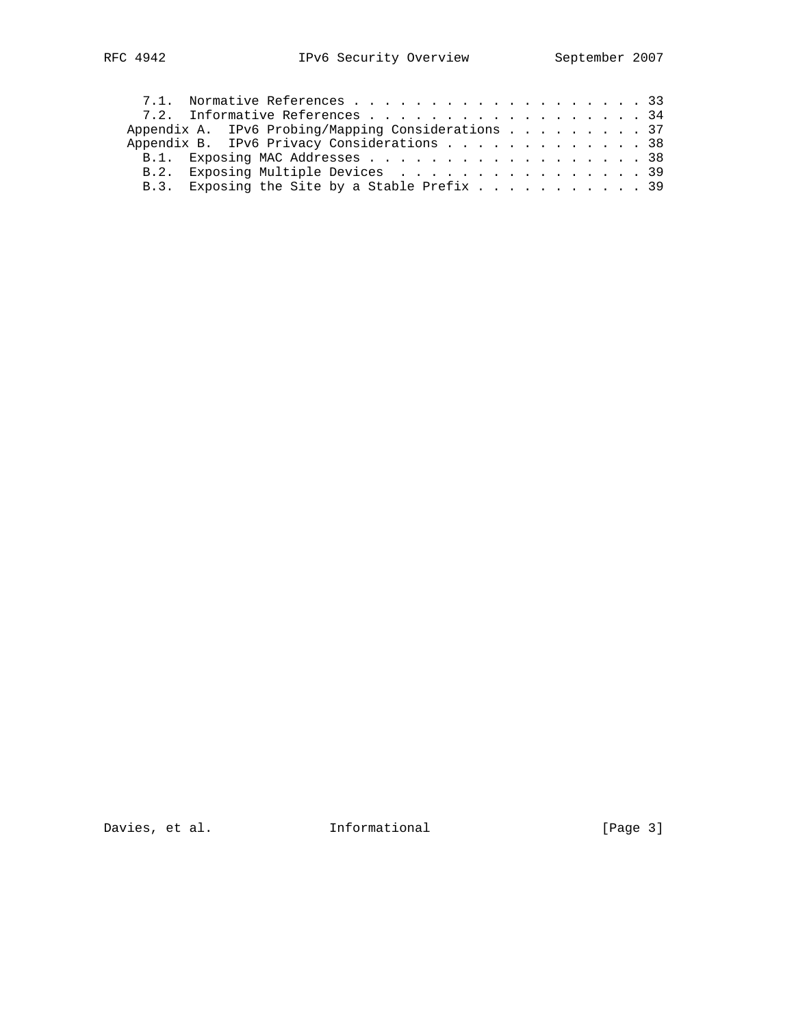```
   7.1.  Normative References . . . . . . . . . . . . . . . . . . . . 33
   7.2.  Informative References . . . . . . . . . . . . . . . . . . . 34
Appendix A.  IPv6 Probing/Mapping Considerations . . . . . . . . . . 37
Appendix B.  IPv6 Privacy Considerations . . . . . . . . . . . . . . 38
   B.1.  Exposing MAC Addresses . . . . . . . . . . . . . . . . . . . 38
   B.2.  Exposing Multiple Devices  . . . . . . . . . . . . . . . . . 39
   B.3.  Exposing the Site by a Stable Prefix . . . . . . . . . . . . 39
```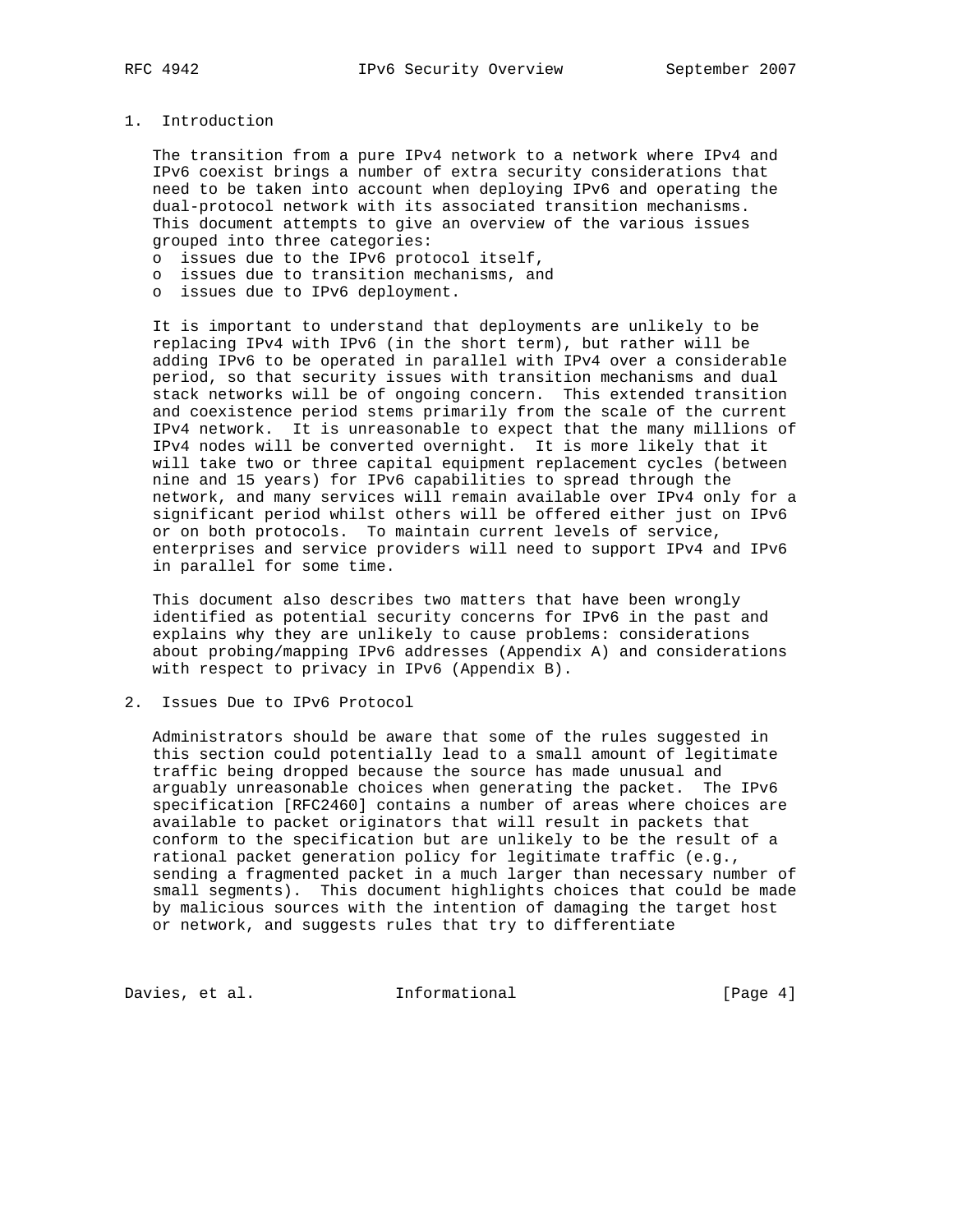# 1. Introduction

The transition from a pure IPv4 network to a network where IPv4 and IPv6 coexist brings a number of extra security considerations that need to be taken into account when deploying IPv6 and operating the dual-protocol network with its associated transition mechanisms. This document attempts to give an overview of the various issues grouped into three categories:

- issues due to the IPv6 protocol itself,
- issues due to transition mechanisms, and
- issues due to IPv6 deployment.

It is important to understand that deployments are unlikely to be replacing IPv4 with IPv6 (in the short term), but rather will be adding IPv6 to be operated in parallel with IPv4 over a considerable period, so that security issues with transition mechanisms and dual stack networks will be of ongoing concern. This extended transition and coexistence period stems primarily from the scale of the current IPv4 network. It is unreasonable to expect that the many millions of IPv4 nodes will be converted overnight. It is more likely that it will take two or three capital equipment replacement cycles (between nine and 15 years) for IPv6 capabilities to spread through the network, and many services will remain available over IPv4 only for a significant period whilst others will be offered either just on IPv6 or on both protocols. To maintain current levels of service, enterprises and service providers will need to support IPv4 and IPv6 in parallel for some time.

This document also describes two matters that have been wrongly identified as potential security concerns for IPv6 in the past and explains why they are unlikely to cause problems: considerations about probing/mapping IPv6 addresses (Appendix A) and considerations with respect to privacy in IPv6 (Appendix B).

# 2. Issues Due to IPv6 Protocol

Administrators should be aware that some of the rules suggested in this section could potentially lead to a small amount of legitimate traffic being dropped because the source has made unusual and arguably unreasonable choices when generating the packet. The IPv6 specification [RFC2460] contains a number of areas where choices are available to packet originators that will result in packets that conform to the specification but are unlikely to be the result of a rational packet generation policy for legitimate traffic (e.g., sending a fragmented packet in a much larger than necessary number of small segments). This document highlights choices that could be made by malicious sources with the intention of damaging the target host or network, and suggests rules that try to differentiate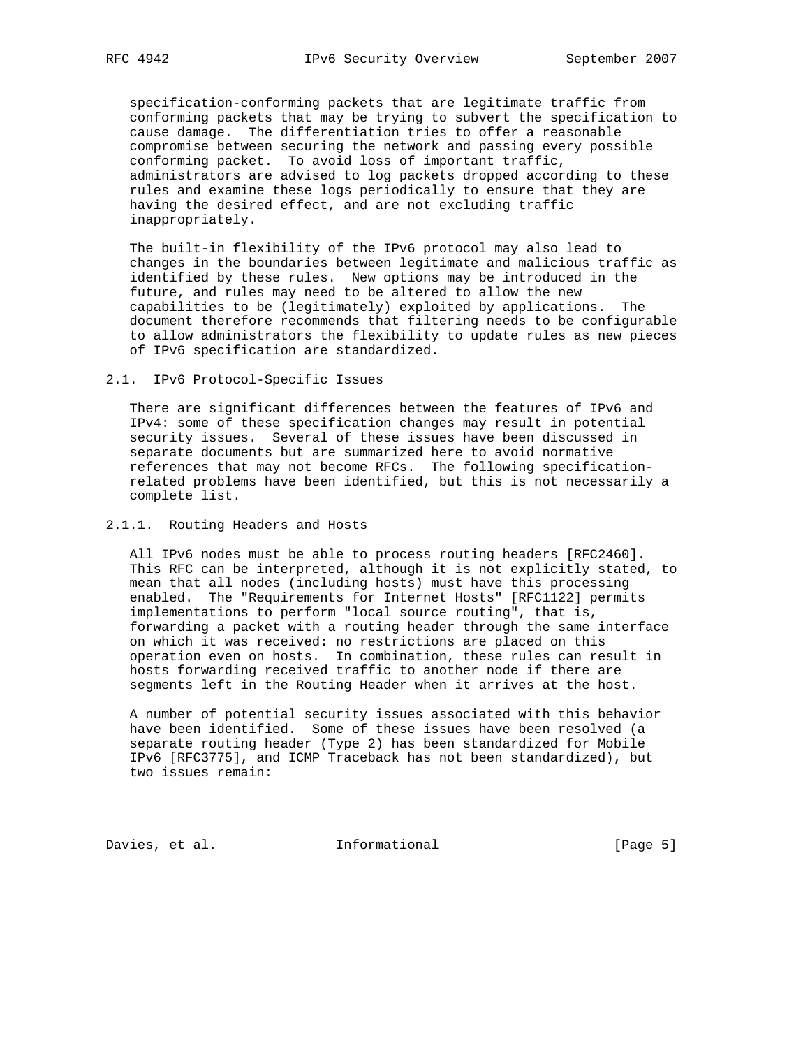specification-conforming packets that are legitimate traffic from conforming packets that may be trying to subvert the specification to cause damage. The differentiation tries to offer a reasonable compromise between securing the network and passing every possible conforming packet. To avoid loss of important traffic, administrators are advised to log packets dropped according to these rules and examine these logs periodically to ensure that they are having the desired effect, and are not excluding traffic inappropriately.

The built-in flexibility of the IPv6 protocol may also lead to changes in the boundaries between legitimate and malicious traffic as identified by these rules. New options may be introduced in the future, and rules may need to be altered to allow the new capabilities to be (legitimately) exploited by applications. The document therefore recommends that filtering needs to be configurable to allow administrators the flexibility to update rules as new pieces of IPv6 specification are standardized.

### 2.1. IPv6 Protocol-Specific Issues

There are significant differences between the features of IPv6 and IPv4: some of these specification changes may result in potential security issues. Several of these issues have been discussed in separate documents but are summarized here to avoid normative references that may not become RFCs. The following specification-related problems have been identified, but this is not necessarily a complete list.

#### 2.1.1. Routing Headers and Hosts

All IPv6 nodes must be able to process routing headers [RFC2460]. This RFC can be interpreted, although it is not explicitly stated, to mean that all nodes (including hosts) must have this processing enabled. The "Requirements for Internet Hosts" [RFC1122] permits implementations to perform "local source routing", that is, forwarding a packet with a routing header through the same interface on which it was received: no restrictions are placed on this operation even on hosts. In combination, these rules can result in hosts forwarding received traffic to another node if there are segments left in the Routing Header when it arrives at the host.

A number of potential security issues associated with this behavior have been identified. Some of these issues have been resolved (a separate routing header (Type 2) has been standardized for Mobile IPv6 [RFC3775], and ICMP Traceback has not been standardized), but two issues remain: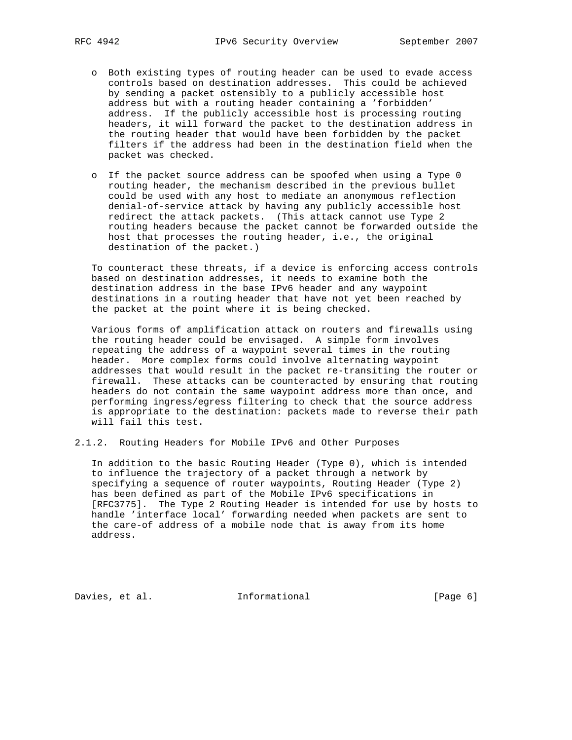- Both existing types of routing header can be used to evade access controls based on destination addresses. This could be achieved by sending a packet ostensibly to a publicly accessible host address but with a routing header containing a 'forbidden' address. If the publicly accessible host is processing routing headers, it will forward the packet to the destination address in the routing header that would have been forbidden by the packet filters if the address had been in the destination field when the packet was checked.

- If the packet source address can be spoofed when using a Type 0 routing header, the mechanism described in the previous bullet could be used with any host to mediate an anonymous reflection denial-of-service attack by having any publicly accessible host redirect the attack packets. (This attack cannot use Type 2 routing headers because the packet cannot be forwarded outside the host that processes the routing header, i.e., the original destination of the packet.)

To counteract these threats, if a device is enforcing access controls based on destination addresses, it needs to examine both the destination address in the base IPv6 header and any waypoint destinations in a routing header that have not yet been reached by the packet at the point where it is being checked.

Various forms of amplification attack on routers and firewalls using the routing header could be envisaged. A simple form involves repeating the address of a waypoint several times in the routing header. More complex forms could involve alternating waypoint addresses that would result in the packet re-transiting the router or firewall. These attacks can be counteracted by ensuring that routing headers do not contain the same waypoint address more than once, and performing ingress/egress filtering to check that the source address is appropriate to the destination: packets made to reverse their path will fail this test.

#### 2.1.2. Routing Headers for Mobile IPv6 and Other Purposes

In addition to the basic Routing Header (Type 0), which is intended to influence the trajectory of a packet through a network by specifying a sequence of router waypoints, Routing Header (Type 2) has been defined as part of the Mobile IPv6 specifications in [RFC3775]. The Type 2 Routing Header is intended for use by hosts to handle 'interface local' forwarding needed when packets are sent to the care-of address of a mobile node that is away from its home address.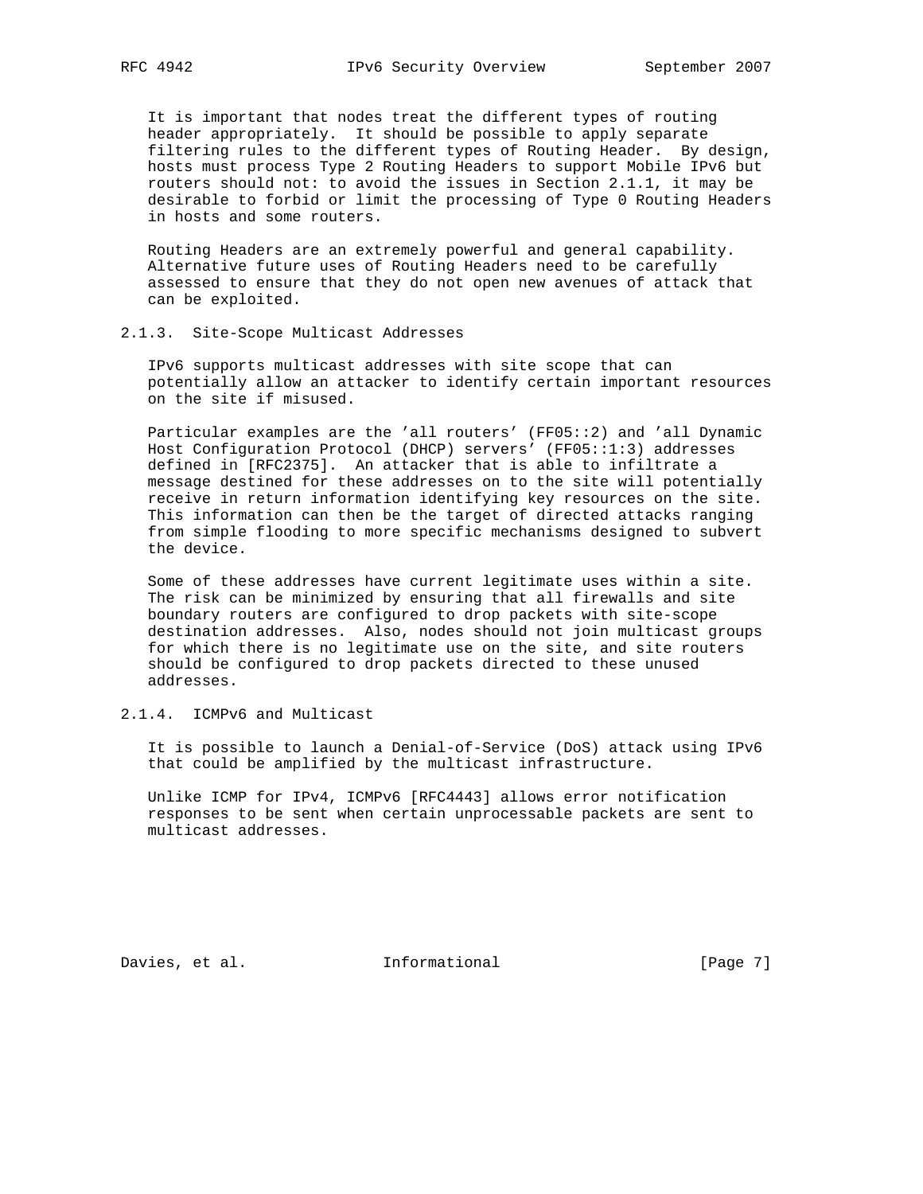It is important that nodes treat the different types of routing header appropriately. It should be possible to apply separate filtering rules to the different types of Routing Header. By design, hosts must process Type 2 Routing Headers to support Mobile IPv6 but routers should not: to avoid the issues in Section 2.1.1, it may be desirable to forbid or limit the processing of Type 0 Routing Headers in hosts and some routers.

Routing Headers are an extremely powerful and general capability. Alternative future uses of Routing Headers need to be carefully assessed to ensure that they do not open new avenues of attack that can be exploited.

### 2.1.3. Site-Scope Multicast Addresses

IPv6 supports multicast addresses with site scope that can potentially allow an attacker to identify certain important resources on the site if misused.

Particular examples are the 'all routers' (FF05::2) and 'all Dynamic Host Configuration Protocol (DHCP) servers' (FF05::1:3) addresses defined in [RFC2375]. An attacker that is able to infiltrate a message destined for these addresses on to the site will potentially receive in return information identifying key resources on the site. This information can then be the target of directed attacks ranging from simple flooding to more specific mechanisms designed to subvert the device.

Some of these addresses have current legitimate uses within a site. The risk can be minimized by ensuring that all firewalls and site boundary routers are configured to drop packets with site-scope destination addresses. Also, nodes should not join multicast groups for which there is no legitimate use on the site, and site routers should be configured to drop packets directed to these unused addresses.

### 2.1.4. ICMPv6 and Multicast

It is possible to launch a Denial-of-Service (DoS) attack using IPv6 that could be amplified by the multicast infrastructure.

Unlike ICMP for IPv4, ICMPv6 [RFC4443] allows error notification responses to be sent when certain unprocessable packets are sent to multicast addresses.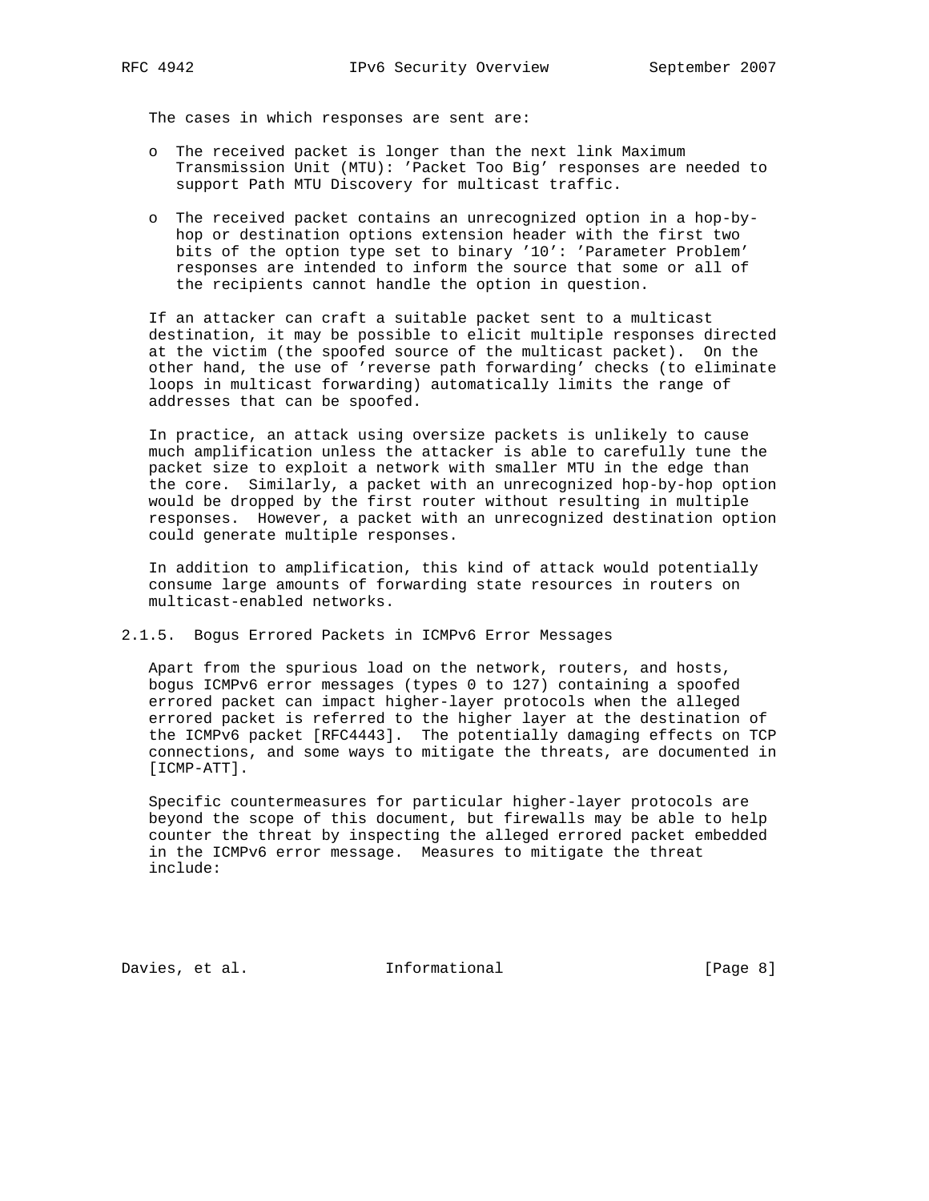The cases in which responses are sent are:

- The received packet is longer than the next link Maximum Transmission Unit (MTU): 'Packet Too Big' responses are needed to support Path MTU Discovery for multicast traffic.

- The received packet contains an unrecognized option in a hop-by-hop or destination options extension header with the first two bits of the option type set to binary '10': 'Parameter Problem' responses are intended to inform the source that some or all of the recipients cannot handle the option in question.

If an attacker can craft a suitable packet sent to a multicast destination, it may be possible to elicit multiple responses directed at the victim (the spoofed source of the multicast packet). On the other hand, the use of 'reverse path forwarding' checks (to eliminate loops in multicast forwarding) automatically limits the range of addresses that can be spoofed.

In practice, an attack using oversize packets is unlikely to cause much amplification unless the attacker is able to carefully tune the packet size to exploit a network with smaller MTU in the edge than the core. Similarly, a packet with an unrecognized hop-by-hop option would be dropped by the first router without resulting in multiple responses. However, a packet with an unrecognized destination option could generate multiple responses.

In addition to amplification, this kind of attack would potentially consume large amounts of forwarding state resources in routers on multicast-enabled networks.

#### 2.1.5. Bogus Errored Packets in ICMPv6 Error Messages

Apart from the spurious load on the network, routers, and hosts, bogus ICMPv6 error messages (types 0 to 127) containing a spoofed errored packet can impact higher-layer protocols when the alleged errored packet is referred to the higher layer at the destination of the ICMPv6 packet [RFC4443]. The potentially damaging effects on TCP connections, and some ways to mitigate the threats, are documented in [ICMP-ATT].

Specific countermeasures for particular higher-layer protocols are beyond the scope of this document, but firewalls may be able to help counter the threat by inspecting the alleged errored packet embedded in the ICMPv6 error message. Measures to mitigate the threat include: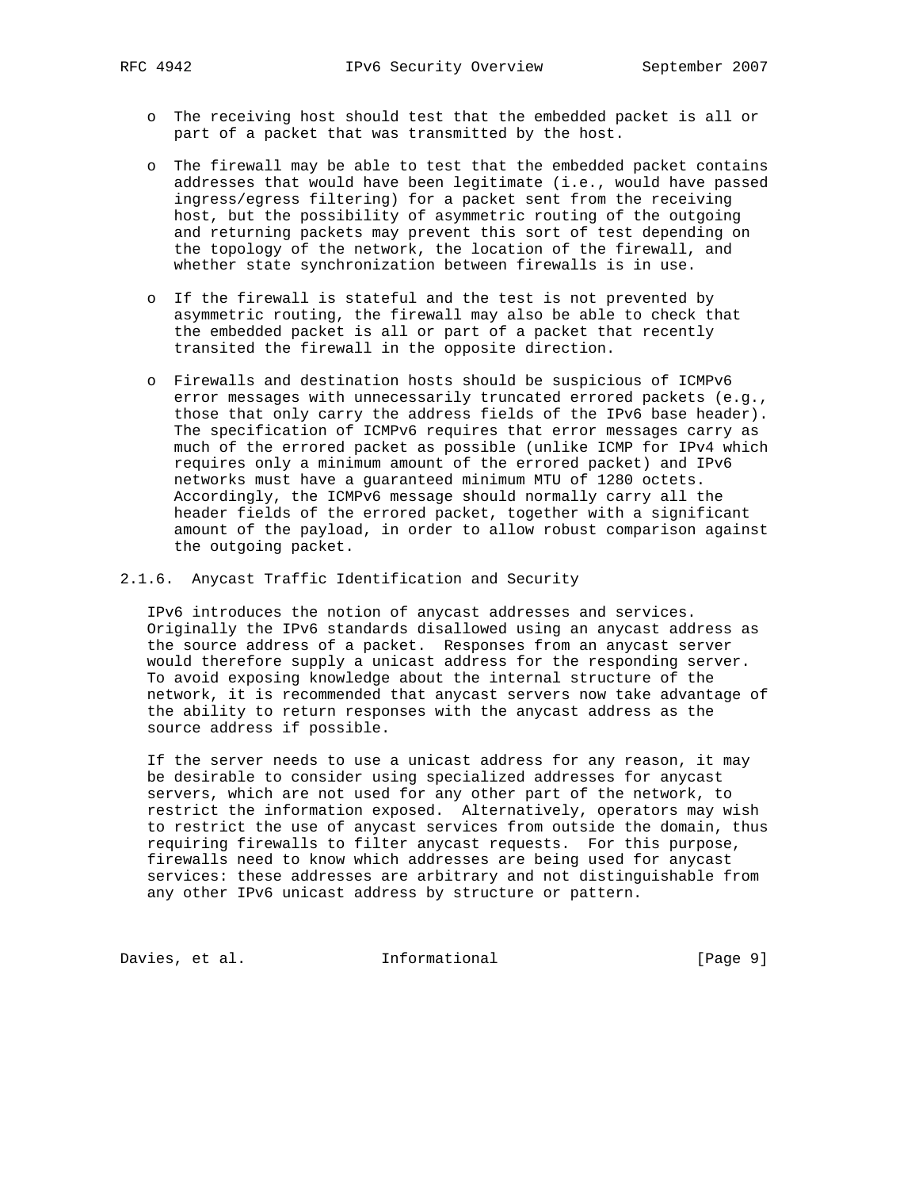- The receiving host should test that the embedded packet is all or part of a packet that was transmitted by the host.

- The firewall may be able to test that the embedded packet contains addresses that would have been legitimate (i.e., would have passed ingress/egress filtering) for a packet sent from the receiving host, but the possibility of asymmetric routing of the outgoing and returning packets may prevent this sort of test depending on the topology of the network, the location of the firewall, and whether state synchronization between firewalls is in use.

- If the firewall is stateful and the test is not prevented by asymmetric routing, the firewall may also be able to check that the embedded packet is all or part of a packet that recently transited the firewall in the opposite direction.

- Firewalls and destination hosts should be suspicious of ICMPv6 error messages with unnecessarily truncated errored packets (e.g., those that only carry the address fields of the IPv6 base header). The specification of ICMPv6 requires that error messages carry as much of the errored packet as possible (unlike ICMP for IPv4 which requires only a minimum amount of the errored packet) and IPv6 networks must have a guaranteed minimum MTU of 1280 octets. Accordingly, the ICMPv6 message should normally carry all the header fields of the errored packet, together with a significant amount of the payload, in order to allow robust comparison against the outgoing packet.

#### 2.1.6. Anycast Traffic Identification and Security

IPv6 introduces the notion of anycast addresses and services. Originally the IPv6 standards disallowed using an anycast address as the source address of a packet. Responses from an anycast server would therefore supply a unicast address for the responding server. To avoid exposing knowledge about the internal structure of the network, it is recommended that anycast servers now take advantage of the ability to return responses with the anycast address as the source address if possible.

If the server needs to use a unicast address for any reason, it may be desirable to consider using specialized addresses for anycast servers, which are not used for any other part of the network, to restrict the information exposed. Alternatively, operators may wish to restrict the use of anycast services from outside the domain, thus requiring firewalls to filter anycast requests. For this purpose, firewalls need to know which addresses are being used for anycast services: these addresses are arbitrary and not distinguishable from any other IPv6 unicast address by structure or pattern.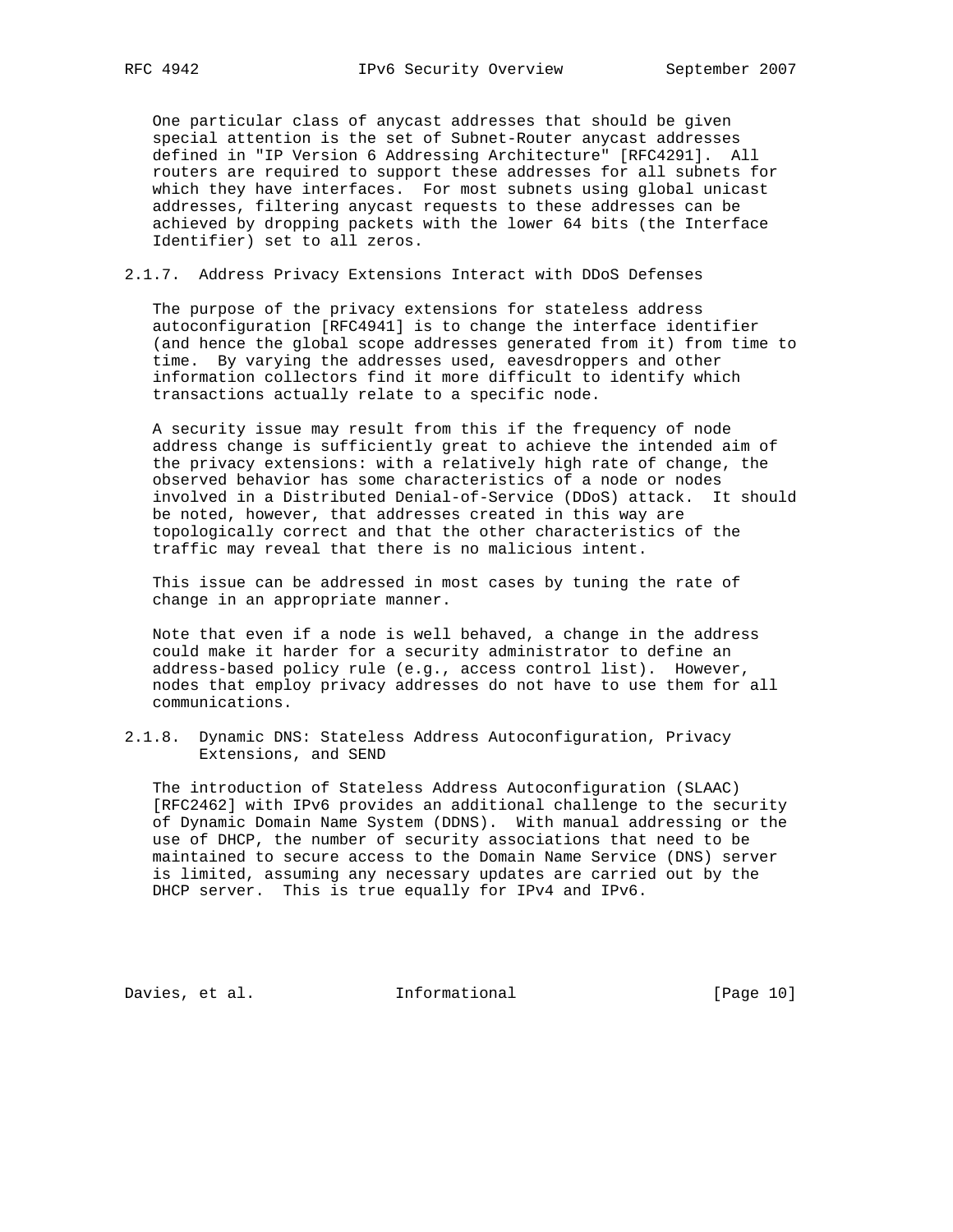One particular class of anycast addresses that should be given special attention is the set of Subnet-Router anycast addresses defined in "IP Version 6 Addressing Architecture" [RFC4291]. All routers are required to support these addresses for all subnets for which they have interfaces. For most subnets using global unicast addresses, filtering anycast requests to these addresses can be achieved by dropping packets with the lower 64 bits (the Interface Identifier) set to all zeros.

#### 2.1.7. Address Privacy Extensions Interact with DDoS Defenses

The purpose of the privacy extensions for stateless address autoconfiguration [RFC4941] is to change the interface identifier (and hence the global scope addresses generated from it) from time to time. By varying the addresses used, eavesdroppers and other information collectors find it more difficult to identify which transactions actually relate to a specific node.

A security issue may result from this if the frequency of node address change is sufficiently great to achieve the intended aim of the privacy extensions: with a relatively high rate of change, the observed behavior has some characteristics of a node or nodes involved in a Distributed Denial-of-Service (DDoS) attack. It should be noted, however, that addresses created in this way are topologically correct and that the other characteristics of the traffic may reveal that there is no malicious intent.

This issue can be addressed in most cases by tuning the rate of change in an appropriate manner.

Note that even if a node is well behaved, a change in the address could make it harder for a security administrator to define an address-based policy rule (e.g., access control list). However, nodes that employ privacy addresses do not have to use them for all communications.

#### 2.1.8. Dynamic DNS: Stateless Address Autoconfiguration, Privacy Extensions, and SEND

The introduction of Stateless Address Autoconfiguration (SLAAC) [RFC2462] with IPv6 provides an additional challenge to the security of Dynamic Domain Name System (DDNS). With manual addressing or the use of DHCP, the number of security associations that need to be maintained to secure access to the Domain Name Service (DNS) server is limited, assuming any necessary updates are carried out by the DHCP server. This is true equally for IPv4 and IPv6.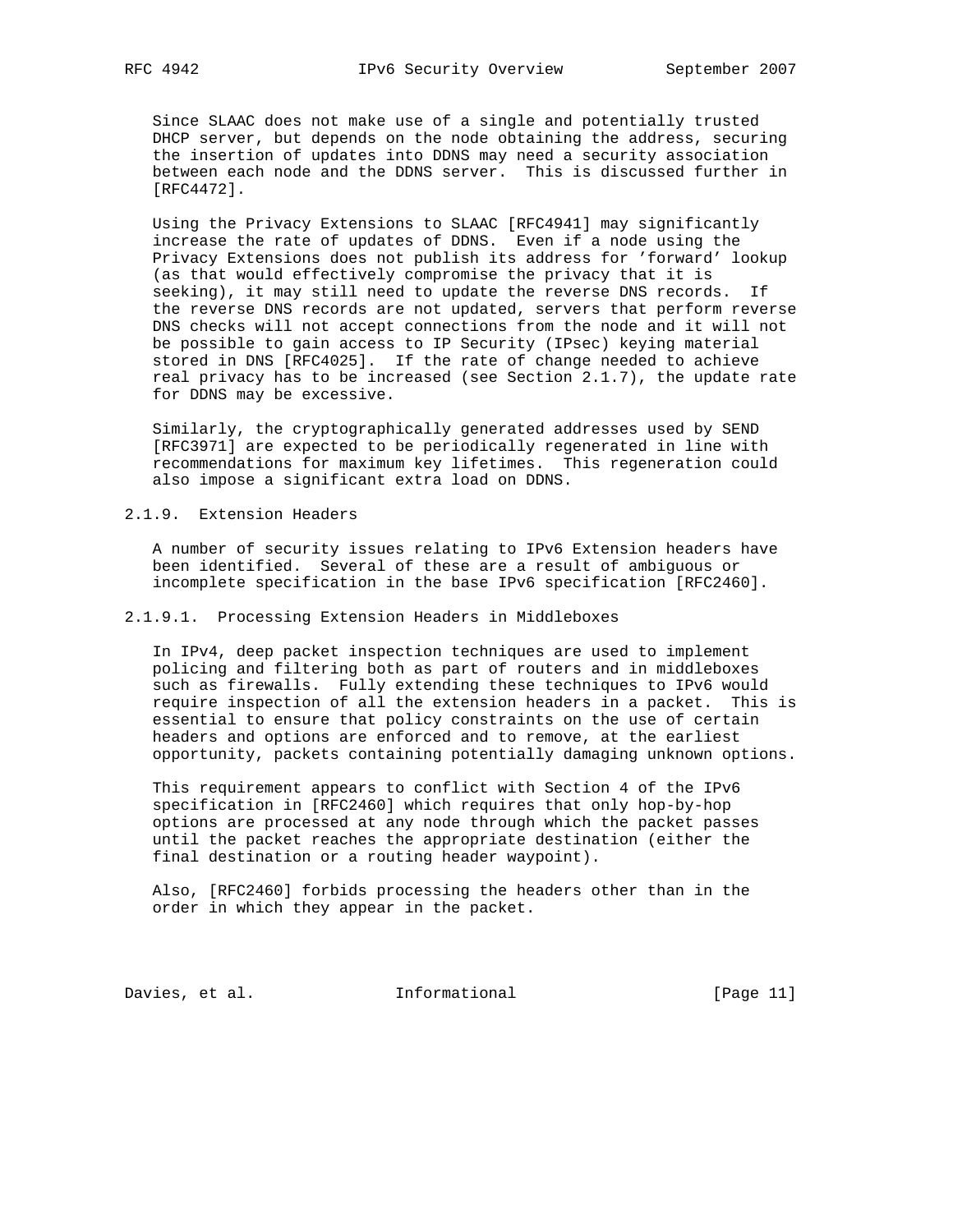Since SLAAC does not make use of a single and potentially trusted DHCP server, but depends on the node obtaining the address, securing the insertion of updates into DDNS may need a security association between each node and the DDNS server. This is discussed further in [RFC4472].

Using the Privacy Extensions to SLAAC [RFC4941] may significantly increase the rate of updates of DDNS. Even if a node using the Privacy Extensions does not publish its address for 'forward' lookup (as that would effectively compromise the privacy that it is seeking), it may still need to update the reverse DNS records. If the reverse DNS records are not updated, servers that perform reverse DNS checks will not accept connections from the node and it will not be possible to gain access to IP Security (IPsec) keying material stored in DNS [RFC4025]. If the rate of change needed to achieve real privacy has to be increased (see Section 2.1.7), the update rate for DDNS may be excessive.

Similarly, the cryptographically generated addresses used by SEND [RFC3971] are expected to be periodically regenerated in line with recommendations for maximum key lifetimes. This regeneration could also impose a significant extra load on DDNS.

#### 2.1.9. Extension Headers

A number of security issues relating to IPv6 Extension headers have been identified. Several of these are a result of ambiguous or incomplete specification in the base IPv6 specification [RFC2460].

##### 2.1.9.1. Processing Extension Headers in Middleboxes

In IPv4, deep packet inspection techniques are used to implement policing and filtering both as part of routers and in middleboxes such as firewalls. Fully extending these techniques to IPv6 would require inspection of all the extension headers in a packet. This is essential to ensure that policy constraints on the use of certain headers and options are enforced and to remove, at the earliest opportunity, packets containing potentially damaging unknown options.

This requirement appears to conflict with Section 4 of the IPv6 specification in [RFC2460] which requires that only hop-by-hop options are processed at any node through which the packet passes until the packet reaches the appropriate destination (either the final destination or a routing header waypoint).

Also, [RFC2460] forbids processing the headers other than in the order in which they appear in the packet.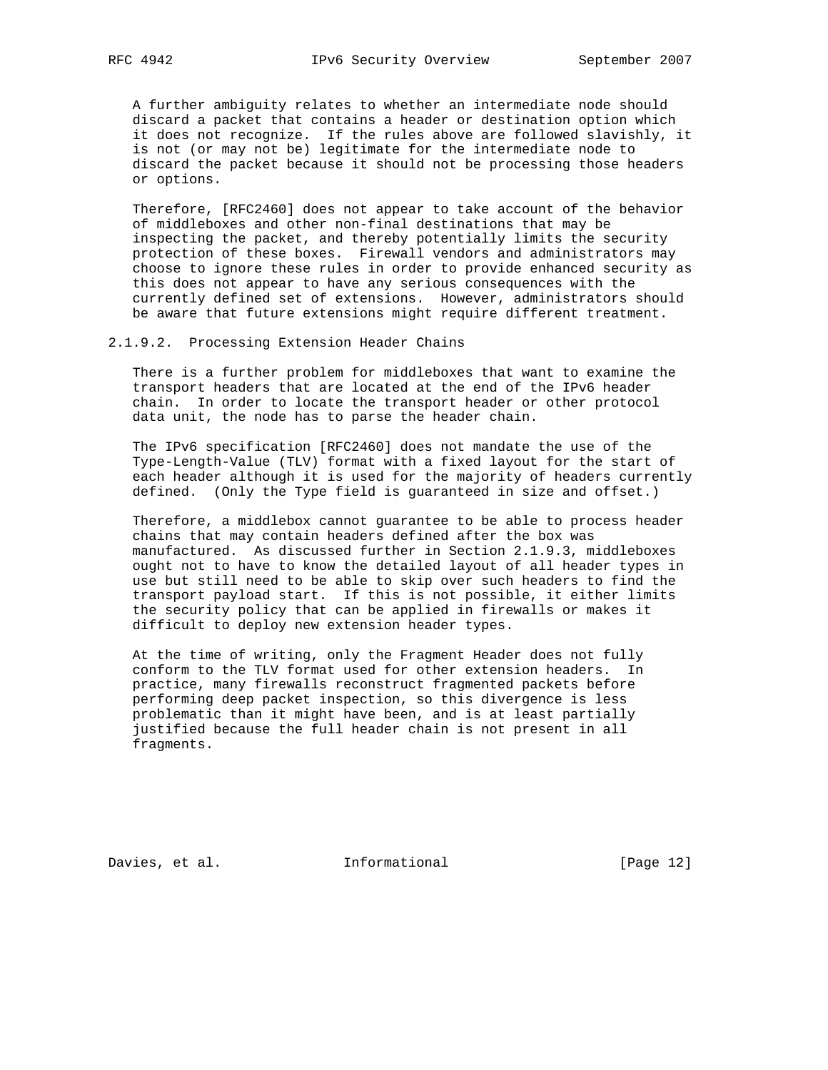A further ambiguity relates to whether an intermediate node should discard a packet that contains a header or destination option which it does not recognize. If the rules above are followed slavishly, it is not (or may not be) legitimate for the intermediate node to discard the packet because it should not be processing those headers or options.

Therefore, [RFC2460] does not appear to take account of the behavior of middleboxes and other non-final destinations that may be inspecting the packet, and thereby potentially limits the security protection of these boxes. Firewall vendors and administrators may choose to ignore these rules in order to provide enhanced security as this does not appear to have any serious consequences with the currently defined set of extensions. However, administrators should be aware that future extensions might require different treatment.

#### 2.1.9.2. Processing Extension Header Chains

There is a further problem for middleboxes that want to examine the transport headers that are located at the end of the IPv6 header chain. In order to locate the transport header or other protocol data unit, the node has to parse the header chain.

The IPv6 specification [RFC2460] does not mandate the use of the Type-Length-Value (TLV) format with a fixed layout for the start of each header although it is used for the majority of headers currently defined. (Only the Type field is guaranteed in size and offset.)

Therefore, a middlebox cannot guarantee to be able to process header chains that may contain headers defined after the box was manufactured. As discussed further in Section 2.1.9.3, middleboxes ought not to have to know the detailed layout of all header types in use but still need to be able to skip over such headers to find the transport payload start. If this is not possible, it either limits the security policy that can be applied in firewalls or makes it difficult to deploy new extension header types.

At the time of writing, only the Fragment Header does not fully conform to the TLV format used for other extension headers. In practice, many firewalls reconstruct fragmented packets before performing deep packet inspection, so this divergence is less problematic than it might have been, and is at least partially justified because the full header chain is not present in all fragments.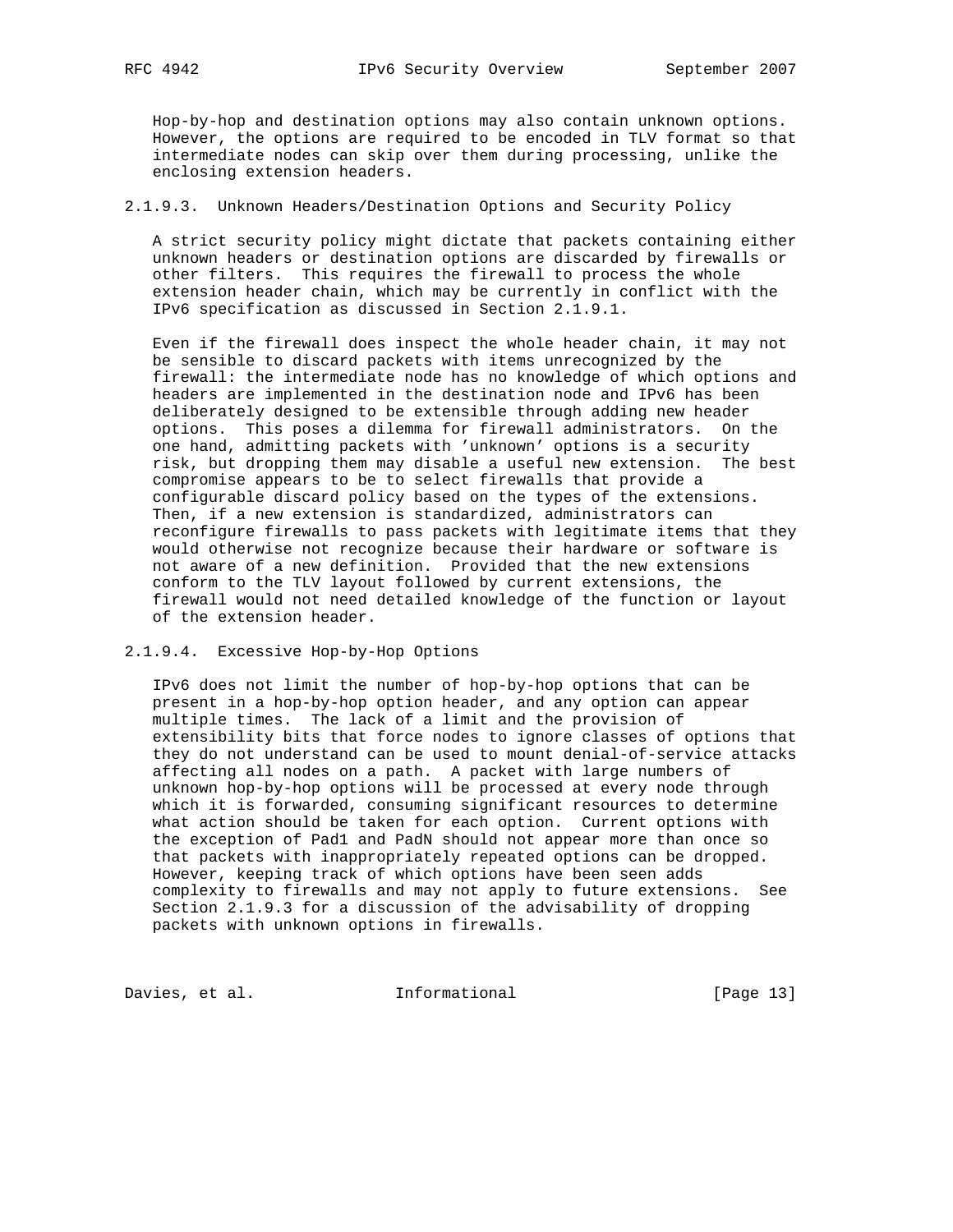Hop-by-hop and destination options may also contain unknown options. However, the options are required to be encoded in TLV format so that intermediate nodes can skip over them during processing, unlike the enclosing extension headers.

#### 2.1.9.3. Unknown Headers/Destination Options and Security Policy

A strict security policy might dictate that packets containing either unknown headers or destination options are discarded by firewalls or other filters. This requires the firewall to process the whole extension header chain, which may be currently in conflict with the IPv6 specification as discussed in Section 2.1.9.1.

Even if the firewall does inspect the whole header chain, it may not be sensible to discard packets with items unrecognized by the firewall: the intermediate node has no knowledge of which options and headers are implemented in the destination node and IPv6 has been deliberately designed to be extensible through adding new header options. This poses a dilemma for firewall administrators. On the one hand, admitting packets with 'unknown' options is a security risk, but dropping them may disable a useful new extension. The best compromise appears to be to select firewalls that provide a configurable discard policy based on the types of the extensions. Then, if a new extension is standardized, administrators can reconfigure firewalls to pass packets with legitimate items that they would otherwise not recognize because their hardware or software is not aware of a new definition. Provided that the new extensions conform to the TLV layout followed by current extensions, the firewall would not need detailed knowledge of the function or layout of the extension header.

#### 2.1.9.4. Excessive Hop-by-Hop Options

IPv6 does not limit the number of hop-by-hop options that can be present in a hop-by-hop option header, and any option can appear multiple times. The lack of a limit and the provision of extensibility bits that force nodes to ignore classes of options that they do not understand can be used to mount denial-of-service attacks affecting all nodes on a path. A packet with large numbers of unknown hop-by-hop options will be processed at every node through which it is forwarded, consuming significant resources to determine what action should be taken for each option. Current options with the exception of Pad1 and PadN should not appear more than once so that packets with inappropriately repeated options can be dropped. However, keeping track of which options have been seen adds complexity to firewalls and may not apply to future extensions. See Section 2.1.9.3 for a discussion of the advisability of dropping packets with unknown options in firewalls.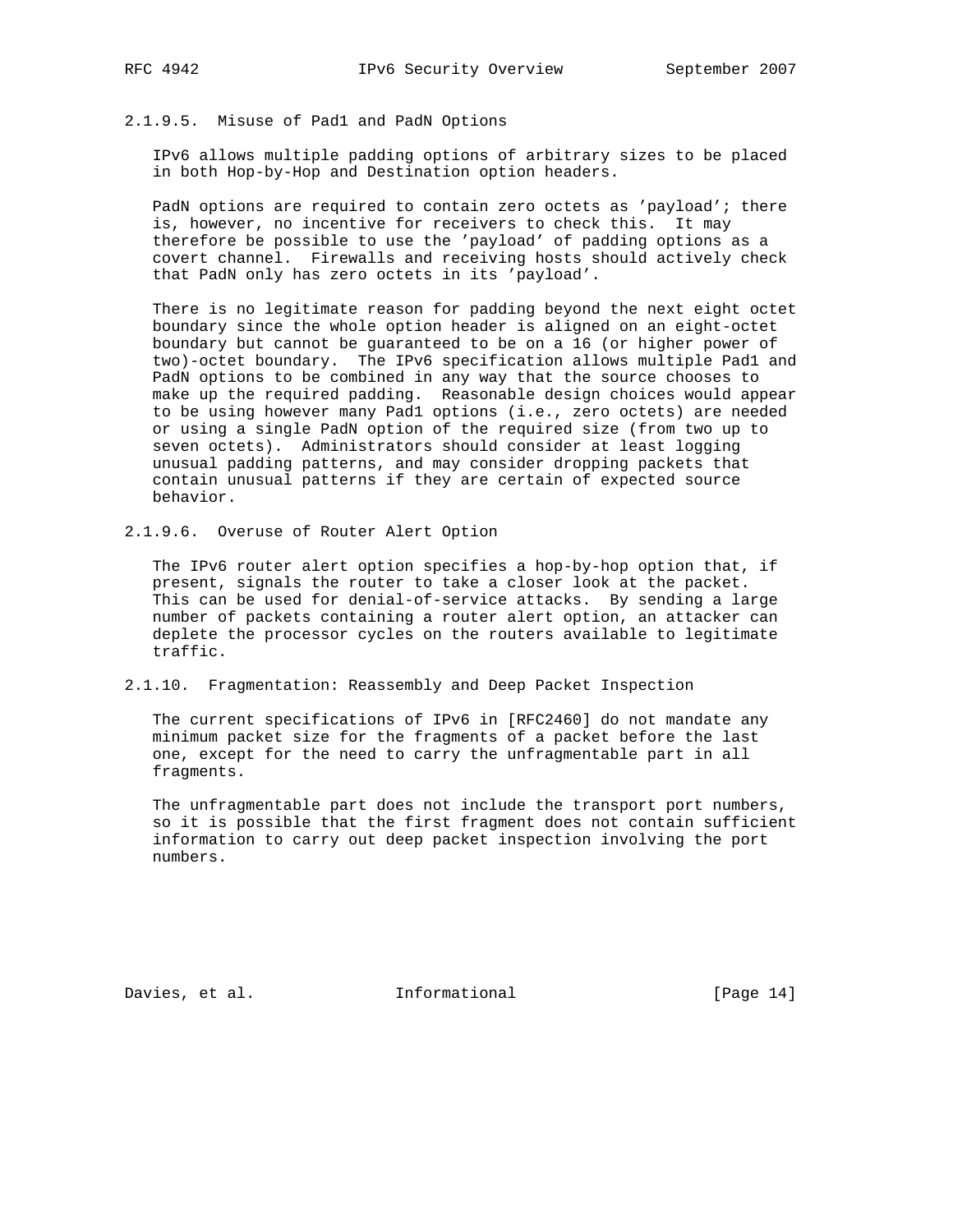#### 2.1.9.5. Misuse of Pad1 and PadN Options

IPv6 allows multiple padding options of arbitrary sizes to be placed in both Hop-by-Hop and Destination option headers.

PadN options are required to contain zero octets as 'payload'; there is, however, no incentive for receivers to check this. It may therefore be possible to use the 'payload' of padding options as a covert channel. Firewalls and receiving hosts should actively check that PadN only has zero octets in its 'payload'.

There is no legitimate reason for padding beyond the next eight octet boundary since the whole option header is aligned on an eight-octet boundary but cannot be guaranteed to be on a 16 (or higher power of two)-octet boundary. The IPv6 specification allows multiple Pad1 and PadN options to be combined in any way that the source chooses to make up the required padding. Reasonable design choices would appear to be using however many Pad1 options (i.e., zero octets) are needed or using a single PadN option of the required size (from two up to seven octets). Administrators should consider at least logging unusual padding patterns, and may consider dropping packets that contain unusual patterns if they are certain of expected source behavior.

#### 2.1.9.6. Overuse of Router Alert Option

The IPv6 router alert option specifies a hop-by-hop option that, if present, signals the router to take a closer look at the packet. This can be used for denial-of-service attacks. By sending a large number of packets containing a router alert option, an attacker can deplete the processor cycles on the routers available to legitimate traffic.

### 2.1.10. Fragmentation: Reassembly and Deep Packet Inspection

The current specifications of IPv6 in [RFC2460] do not mandate any minimum packet size for the fragments of a packet before the last one, except for the need to carry the unfragmentable part in all fragments.

The unfragmentable part does not include the transport port numbers, so it is possible that the first fragment does not contain sufficient information to carry out deep packet inspection involving the port numbers.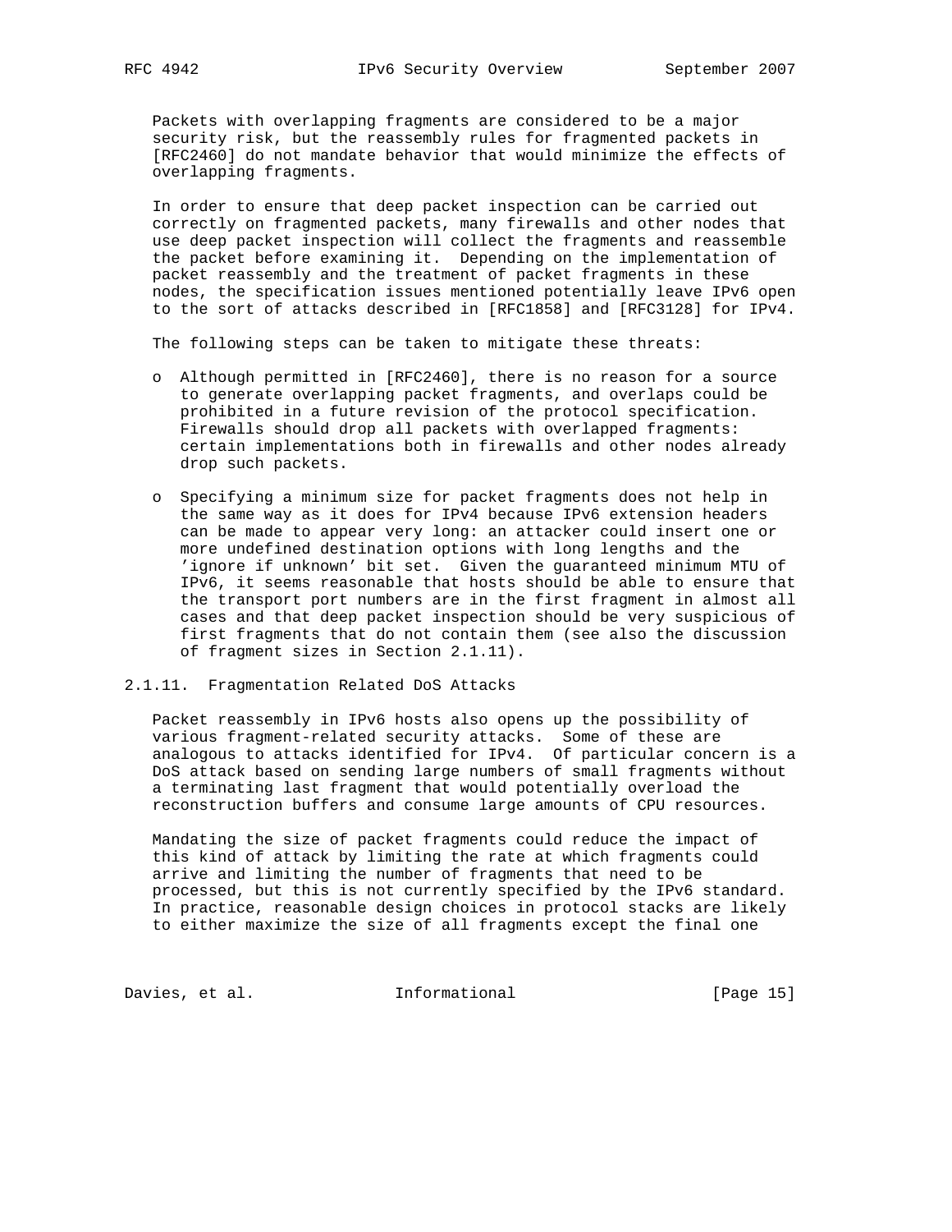Packets with overlapping fragments are considered to be a major security risk, but the reassembly rules for fragmented packets in [RFC2460] do not mandate behavior that would minimize the effects of overlapping fragments.

In order to ensure that deep packet inspection can be carried out correctly on fragmented packets, many firewalls and other nodes that use deep packet inspection will collect the fragments and reassemble the packet before examining it. Depending on the implementation of packet reassembly and the treatment of packet fragments in these nodes, the specification issues mentioned potentially leave IPv6 open to the sort of attacks described in [RFC1858] and [RFC3128] for IPv4.

The following steps can be taken to mitigate these threats:

- Although permitted in [RFC2460], there is no reason for a source to generate overlapping packet fragments, and overlaps could be prohibited in a future revision of the protocol specification. Firewalls should drop all packets with overlapped fragments: certain implementations both in firewalls and other nodes already drop such packets.

- Specifying a minimum size for packet fragments does not help in the same way as it does for IPv4 because IPv6 extension headers can be made to appear very long: an attacker could insert one or more undefined destination options with long lengths and the 'ignore if unknown' bit set. Given the guaranteed minimum MTU of IPv6, it seems reasonable that hosts should be able to ensure that the transport port numbers are in the first fragment in almost all cases and that deep packet inspection should be very suspicious of first fragments that do not contain them (see also the discussion of fragment sizes in Section 2.1.11).

### 2.1.11. Fragmentation Related DoS Attacks

Packet reassembly in IPv6 hosts also opens up the possibility of various fragment-related security attacks. Some of these are analogous to attacks identified for IPv4. Of particular concern is a DoS attack based on sending large numbers of small fragments without a terminating last fragment that would potentially overload the reconstruction buffers and consume large amounts of CPU resources.

Mandating the size of packet fragments could reduce the impact of this kind of attack by limiting the rate at which fragments could arrive and limiting the number of fragments that need to be processed, but this is not currently specified by the IPv6 standard. In practice, reasonable design choices in protocol stacks are likely to either maximize the size of all fragments except the final one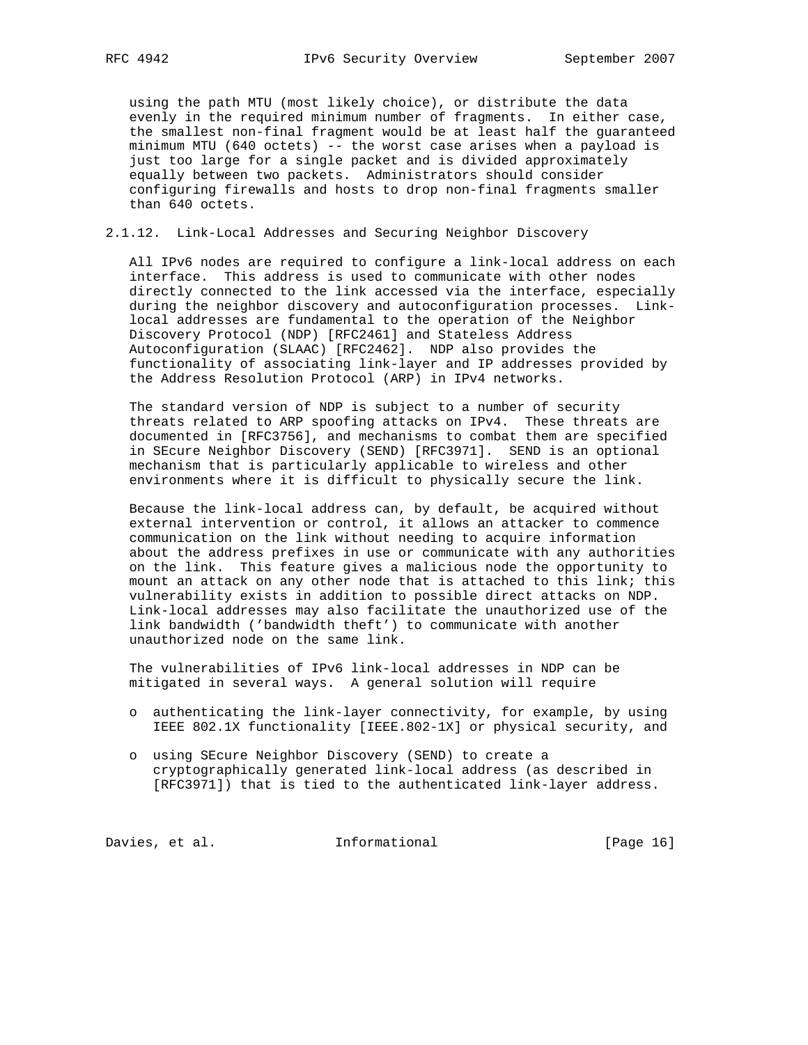using the path MTU (most likely choice), or distribute the data evenly in the required minimum number of fragments. In either case, the smallest non-final fragment would be at least half the guaranteed minimum MTU (640 octets) -- the worst case arises when a payload is just too large for a single packet and is divided approximately equally between two packets. Administrators should consider configuring firewalls and hosts to drop non-final fragments smaller than 640 octets.

#### 2.1.12. Link-Local Addresses and Securing Neighbor Discovery

All IPv6 nodes are required to configure a link-local address on each interface. This address is used to communicate with other nodes directly connected to the link accessed via the interface, especially during the neighbor discovery and autoconfiguration processes. Link-local addresses are fundamental to the operation of the Neighbor Discovery Protocol (NDP) [RFC2461] and Stateless Address Autoconfiguration (SLAAC) [RFC2462]. NDP also provides the functionality of associating link-layer and IP addresses provided by the Address Resolution Protocol (ARP) in IPv4 networks.

The standard version of NDP is subject to a number of security threats related to ARP spoofing attacks on IPv4. These threats are documented in [RFC3756], and mechanisms to combat them are specified in SEcure Neighbor Discovery (SEND) [RFC3971]. SEND is an optional mechanism that is particularly applicable to wireless and other environments where it is difficult to physically secure the link.

Because the link-local address can, by default, be acquired without external intervention or control, it allows an attacker to commence communication on the link without needing to acquire information about the address prefixes in use or communicate with any authorities on the link. This feature gives a malicious node the opportunity to mount an attack on any other node that is attached to this link; this vulnerability exists in addition to possible direct attacks on NDP. Link-local addresses may also facilitate the unauthorized use of the link bandwidth ('bandwidth theft') to communicate with another unauthorized node on the same link.

The vulnerabilities of IPv6 link-local addresses in NDP can be mitigated in several ways. A general solution will require

- authenticating the link-layer connectivity, for example, by using IEEE 802.1X functionality [IEEE.802-1X] or physical security, and
- using SEcure Neighbor Discovery (SEND) to create a cryptographically generated link-local address (as described in [RFC3971]) that is tied to the authenticated link-layer address.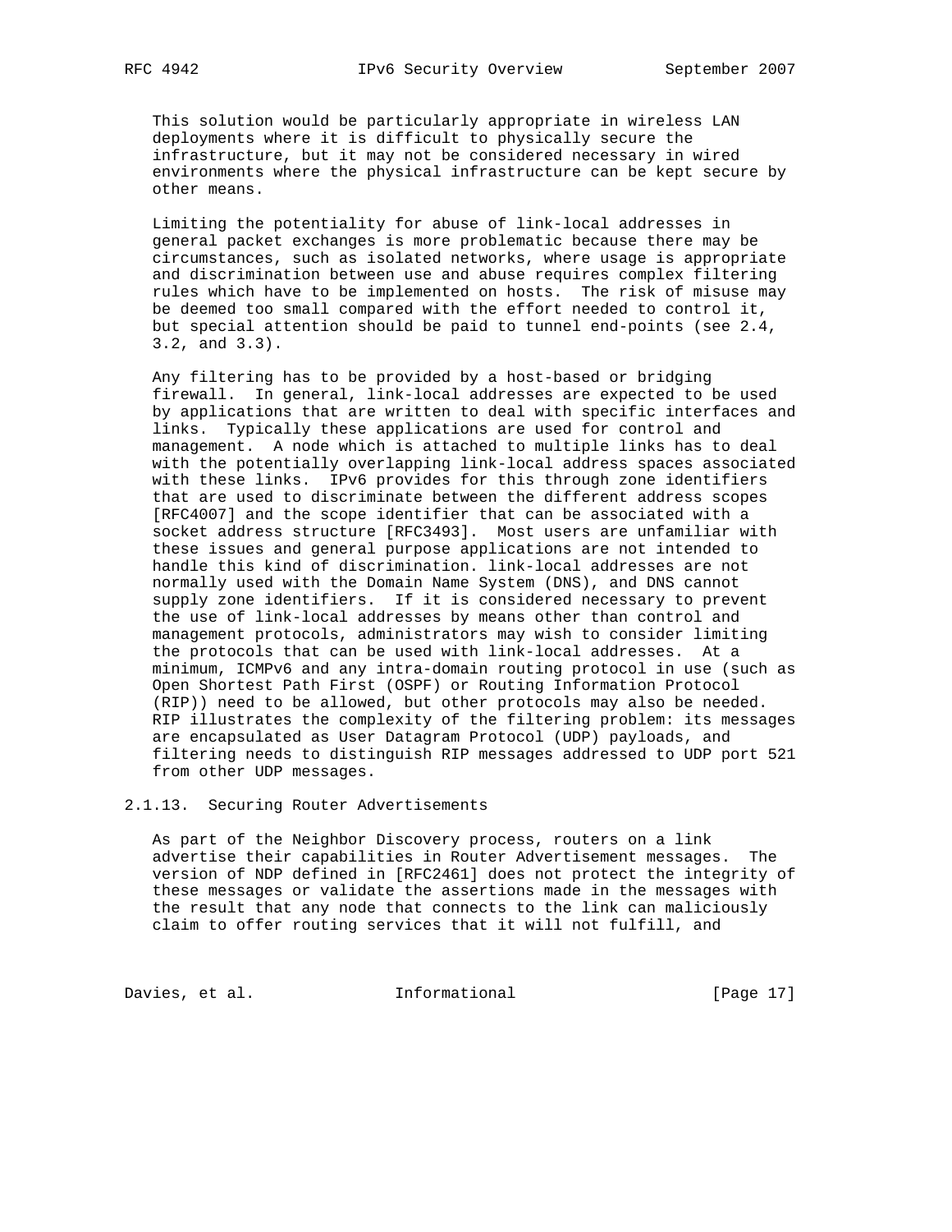This solution would be particularly appropriate in wireless LAN deployments where it is difficult to physically secure the infrastructure, but it may not be considered necessary in wired environments where the physical infrastructure can be kept secure by other means.

Limiting the potentiality for abuse of link-local addresses in general packet exchanges is more problematic because there may be circumstances, such as isolated networks, where usage is appropriate and discrimination between use and abuse requires complex filtering rules which have to be implemented on hosts. The risk of misuse may be deemed too small compared with the effort needed to control it, but special attention should be paid to tunnel end-points (see 2.4, 3.2, and 3.3).

Any filtering has to be provided by a host-based or bridging firewall. In general, link-local addresses are expected to be used by applications that are written to deal with specific interfaces and links. Typically these applications are used for control and management. A node which is attached to multiple links has to deal with the potentially overlapping link-local address spaces associated with these links. IPv6 provides for this through zone identifiers that are used to discriminate between the different address scopes [RFC4007] and the scope identifier that can be associated with a socket address structure [RFC3493]. Most users are unfamiliar with these issues and general purpose applications are not intended to handle this kind of discrimination. link-local addresses are not normally used with the Domain Name System (DNS), and DNS cannot supply zone identifiers. If it is considered necessary to prevent the use of link-local addresses by means other than control and management protocols, administrators may wish to consider limiting the protocols that can be used with link-local addresses. At a minimum, ICMPv6 and any intra-domain routing protocol in use (such as Open Shortest Path First (OSPF) or Routing Information Protocol (RIP)) need to be allowed, but other protocols may also be needed. RIP illustrates the complexity of the filtering problem: its messages are encapsulated as User Datagram Protocol (UDP) payloads, and filtering needs to distinguish RIP messages addressed to UDP port 521 from other UDP messages.

#### 2.1.13. Securing Router Advertisements

As part of the Neighbor Discovery process, routers on a link advertise their capabilities in Router Advertisement messages. The version of NDP defined in [RFC2461] does not protect the integrity of these messages or validate the assertions made in the messages with the result that any node that connects to the link can maliciously claim to offer routing services that it will not fulfill, and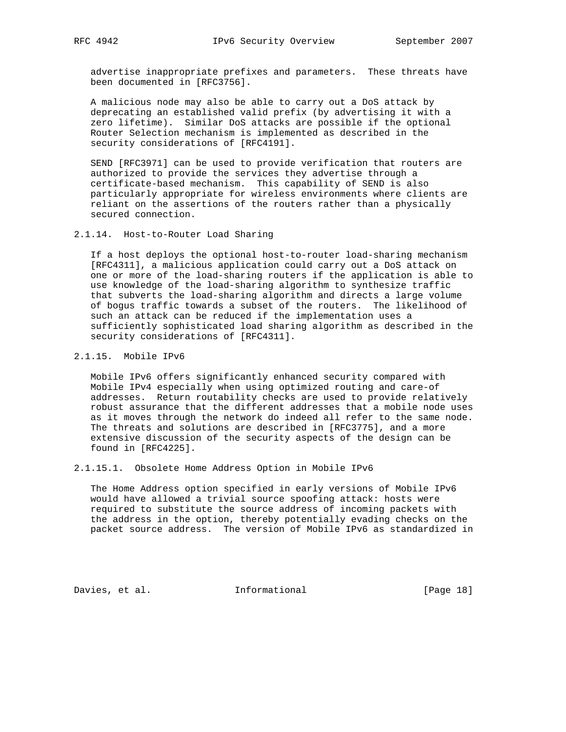advertise inappropriate prefixes and parameters. These threats have been documented in [RFC3756].

A malicious node may also be able to carry out a DoS attack by deprecating an established valid prefix (by advertising it with a zero lifetime). Similar DoS attacks are possible if the optional Router Selection mechanism is implemented as described in the security considerations of [RFC4191].

SEND [RFC3971] can be used to provide verification that routers are authorized to provide the services they advertise through a certificate-based mechanism. This capability of SEND is also particularly appropriate for wireless environments where clients are reliant on the assertions of the routers rather than a physically secured connection.

#### 2.1.14. Host-to-Router Load Sharing

If a host deploys the optional host-to-router load-sharing mechanism [RFC4311], a malicious application could carry out a DoS attack on one or more of the load-sharing routers if the application is able to use knowledge of the load-sharing algorithm to synthesize traffic that subverts the load-sharing algorithm and directs a large volume of bogus traffic towards a subset of the routers. The likelihood of such an attack can be reduced if the implementation uses a sufficiently sophisticated load sharing algorithm as described in the security considerations of [RFC4311].

#### 2.1.15. Mobile IPv6

Mobile IPv6 offers significantly enhanced security compared with Mobile IPv4 especially when using optimized routing and care-of addresses. Return routability checks are used to provide relatively robust assurance that the different addresses that a mobile node uses as it moves through the network do indeed all refer to the same node. The threats and solutions are described in [RFC3775], and a more extensive discussion of the security aspects of the design can be found in [RFC4225].

##### 2.1.15.1. Obsolete Home Address Option in Mobile IPv6

The Home Address option specified in early versions of Mobile IPv6 would have allowed a trivial source spoofing attack: hosts were required to substitute the source address of incoming packets with the address in the option, thereby potentially evading checks on the packet source address. The version of Mobile IPv6 as standardized in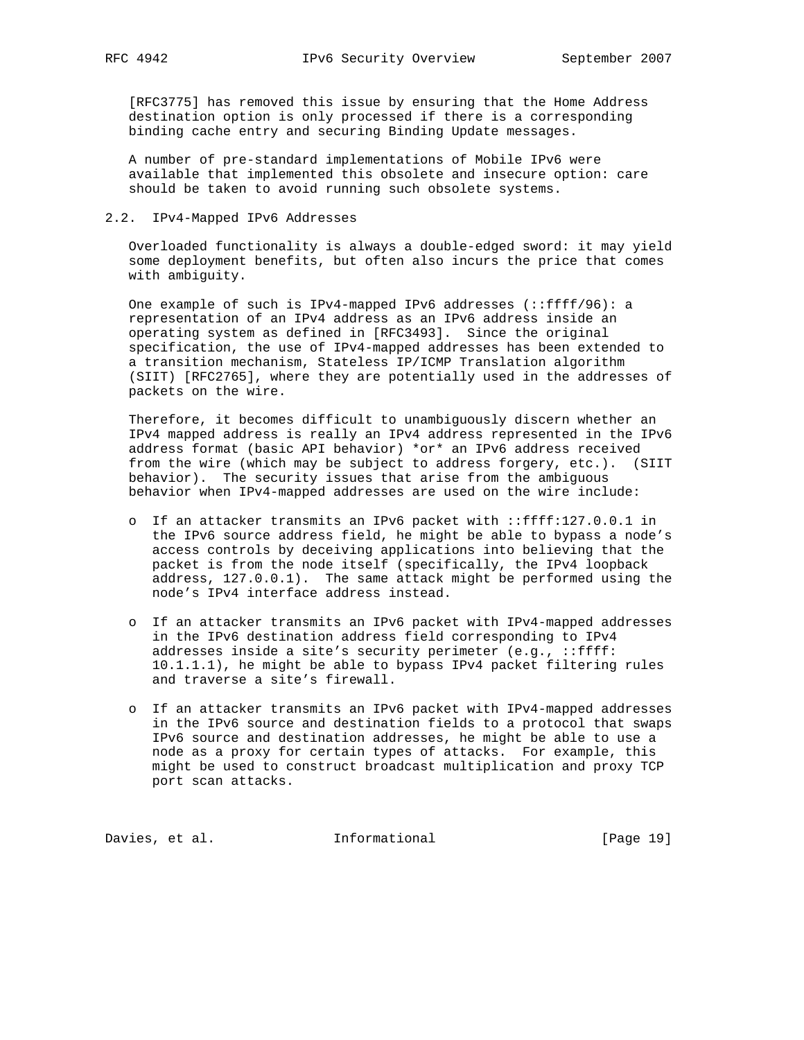[RFC3775] has removed this issue by ensuring that the Home Address destination option is only processed if there is a corresponding binding cache entry and securing Binding Update messages.

A number of pre-standard implementations of Mobile IPv6 were available that implemented this obsolete and insecure option: care should be taken to avoid running such obsolete systems.

## 2.2. IPv4-Mapped IPv6 Addresses

Overloaded functionality is always a double-edged sword: it may yield some deployment benefits, but often also incurs the price that comes with ambiguity.

One example of such is IPv4-mapped IPv6 addresses (::ffff/96): a representation of an IPv4 address as an IPv6 address inside an operating system as defined in [RFC3493]. Since the original specification, the use of IPv4-mapped addresses has been extended to a transition mechanism, Stateless IP/ICMP Translation algorithm (SIIT) [RFC2765], where they are potentially used in the addresses of packets on the wire.

Therefore, it becomes difficult to unambiguously discern whether an IPv4 mapped address is really an IPv4 address represented in the IPv6 address format (basic API behavior) *or* an IPv6 address received from the wire (which may be subject to address forgery, etc.). (SIIT behavior). The security issues that arise from the ambiguous behavior when IPv4-mapped addresses are used on the wire include:

- If an attacker transmits an IPv6 packet with ::ffff:127.0.0.1 in the IPv6 source address field, he might be able to bypass a node's access controls by deceiving applications into believing that the packet is from the node itself (specifically, the IPv4 loopback address, 127.0.0.1). The same attack might be performed using the node's IPv4 interface address instead.

- If an attacker transmits an IPv6 packet with IPv4-mapped addresses in the IPv6 destination address field corresponding to IPv4 addresses inside a site's security perimeter (e.g., ::ffff:10.1.1.1), he might be able to bypass IPv4 packet filtering rules and traverse a site's firewall.

- If an attacker transmits an IPv6 packet with IPv4-mapped addresses in the IPv6 source and destination fields to a protocol that swaps IPv6 source and destination addresses, he might be able to use a node as a proxy for certain types of attacks. For example, this might be used to construct broadcast multiplication and proxy TCP port scan attacks.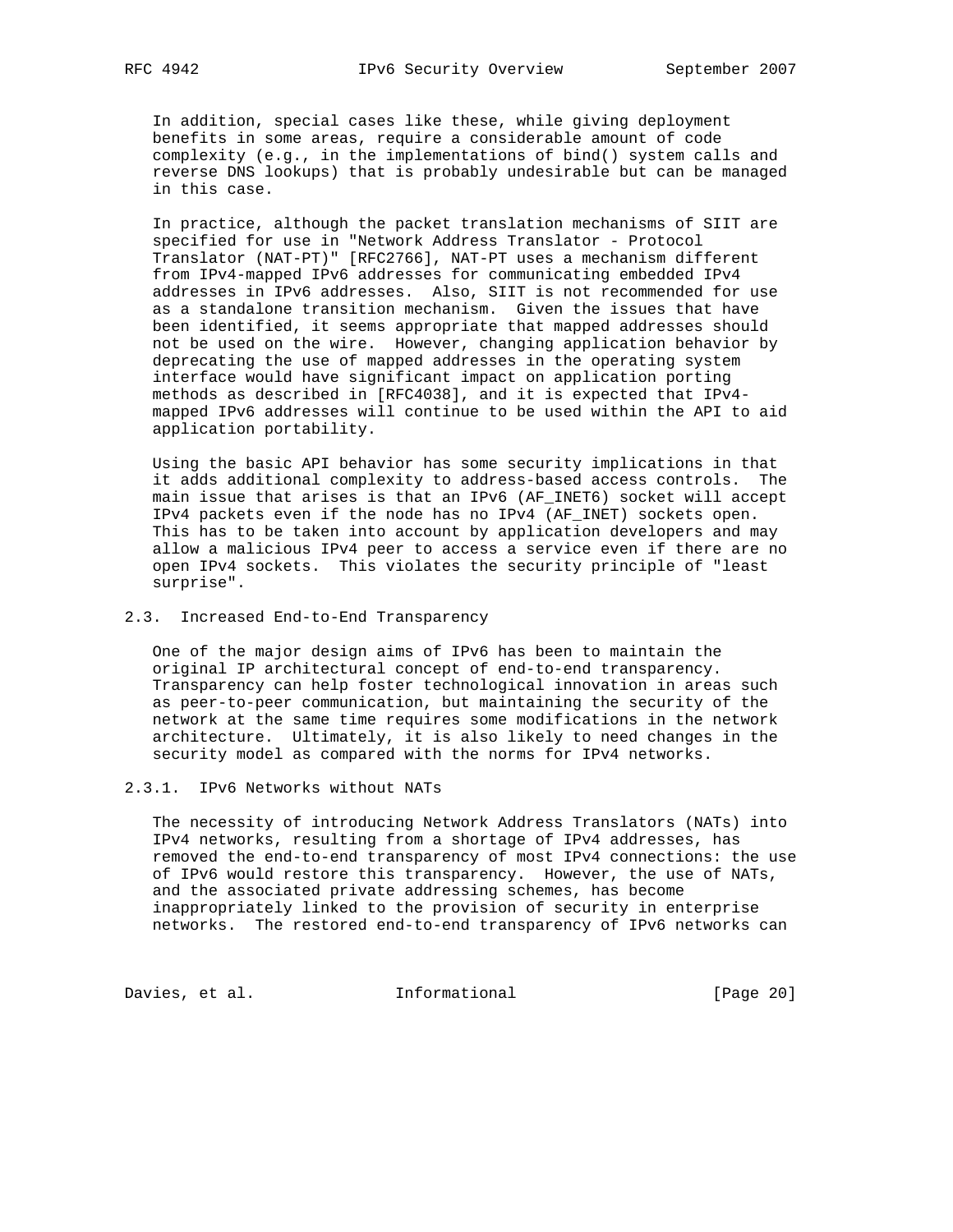In addition, special cases like these, while giving deployment benefits in some areas, require a considerable amount of code complexity (e.g., in the implementations of bind() system calls and reverse DNS lookups) that is probably undesirable but can be managed in this case.

In practice, although the packet translation mechanisms of SIIT are specified for use in "Network Address Translator - Protocol Translator (NAT-PT)" [RFC2766], NAT-PT uses a mechanism different from IPv4-mapped IPv6 addresses for communicating embedded IPv4 addresses in IPv6 addresses. Also, SIIT is not recommended for use as a standalone transition mechanism. Given the issues that have been identified, it seems appropriate that mapped addresses should not be used on the wire. However, changing application behavior by deprecating the use of mapped addresses in the operating system interface would have significant impact on application porting methods as described in [RFC4038], and it is expected that IPv4-mapped IPv6 addresses will continue to be used within the API to aid application portability.

Using the basic API behavior has some security implications in that it adds additional complexity to address-based access controls. The main issue that arises is that an IPv6 (AF_INET6) socket will accept IPv4 packets even if the node has no IPv4 (AF_INET) sockets open. This has to be taken into account by application developers and may allow a malicious IPv4 peer to access a service even if there are no open IPv4 sockets. This violates the security principle of "least surprise".

### 2.3. Increased End-to-End Transparency

One of the major design aims of IPv6 has been to maintain the original IP architectural concept of end-to-end transparency. Transparency can help foster technological innovation in areas such as peer-to-peer communication, but maintaining the security of the network at the same time requires some modifications in the network architecture. Ultimately, it is also likely to need changes in the security model as compared with the norms for IPv4 networks.

#### 2.3.1. IPv6 Networks without NATs

The necessity of introducing Network Address Translators (NATs) into IPv4 networks, resulting from a shortage of IPv4 addresses, has removed the end-to-end transparency of most IPv4 connections: the use of IPv6 would restore this transparency. However, the use of NATs, and the associated private addressing schemes, has become inappropriately linked to the provision of security in enterprise networks. The restored end-to-end transparency of IPv6 networks can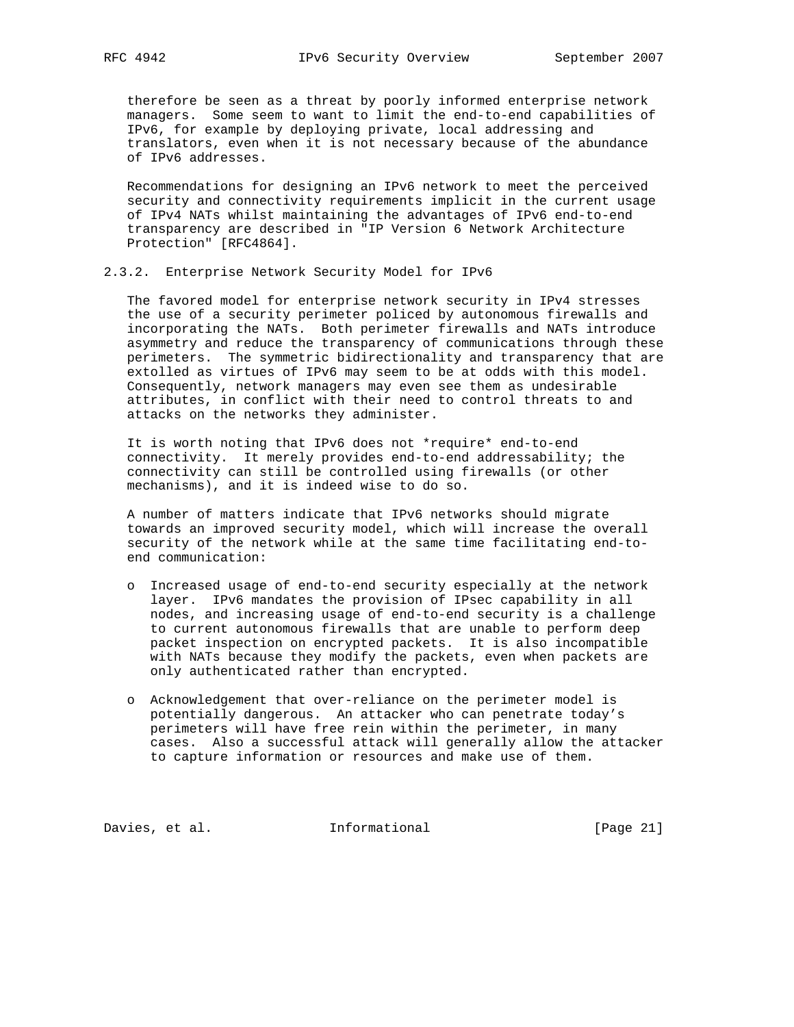therefore be seen as a threat by poorly informed enterprise network managers. Some seem to want to limit the end-to-end capabilities of IPv6, for example by deploying private, local addressing and translators, even when it is not necessary because of the abundance of IPv6 addresses.

Recommendations for designing an IPv6 network to meet the perceived security and connectivity requirements implicit in the current usage of IPv4 NATs whilst maintaining the advantages of IPv6 end-to-end transparency are described in "IP Version 6 Network Architecture Protection" [RFC4864].

### 2.3.2. Enterprise Network Security Model for IPv6

The favored model for enterprise network security in IPv4 stresses the use of a security perimeter policed by autonomous firewalls and incorporating the NATs. Both perimeter firewalls and NATs introduce asymmetry and reduce the transparency of communications through these perimeters. The symmetric bidirectionality and transparency that are extolled as virtues of IPv6 may seem to be at odds with this model. Consequently, network managers may even see them as undesirable attributes, in conflict with their need to control threats to and attacks on the networks they administer.

It is worth noting that IPv6 does not *require* end-to-end connectivity. It merely provides end-to-end addressability; the connectivity can still be controlled using firewalls (or other mechanisms), and it is indeed wise to do so.

A number of matters indicate that IPv6 networks should migrate towards an improved security model, which will increase the overall security of the network while at the same time facilitating end-to-end communication:

- Increased usage of end-to-end security especially at the network layer. IPv6 mandates the provision of IPsec capability in all nodes, and increasing usage of end-to-end security is a challenge to current autonomous firewalls that are unable to perform deep packet inspection on encrypted packets. It is also incompatible with NATs because they modify the packets, even when packets are only authenticated rather than encrypted.

- Acknowledgement that over-reliance on the perimeter model is potentially dangerous. An attacker who can penetrate today's perimeters will have free rein within the perimeter, in many cases. Also a successful attack will generally allow the attacker to capture information or resources and make use of them.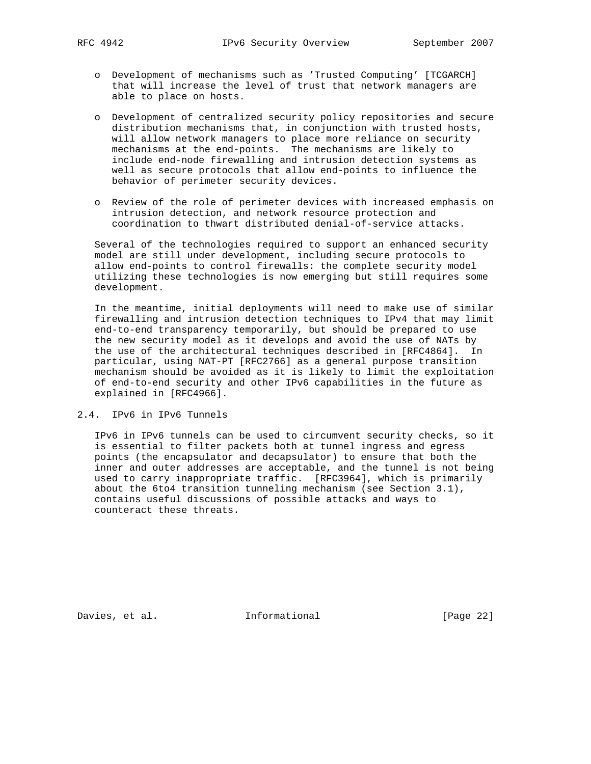- Development of mechanisms such as 'Trusted Computing' [TCGARCH] that will increase the level of trust that network managers are able to place on hosts.

- Development of centralized security policy repositories and secure distribution mechanisms that, in conjunction with trusted hosts, will allow network managers to place more reliance on security mechanisms at the end-points. The mechanisms are likely to include end-node firewalling and intrusion detection systems as well as secure protocols that allow end-points to influence the behavior of perimeter security devices.

- Review of the role of perimeter devices with increased emphasis on intrusion detection, and network resource protection and coordination to thwart distributed denial-of-service attacks.

Several of the technologies required to support an enhanced security model are still under development, including secure protocols to allow end-points to control firewalls: the complete security model utilizing these technologies is now emerging but still requires some development.

In the meantime, initial deployments will need to make use of similar firewalling and intrusion detection techniques to IPv4 that may limit end-to-end transparency temporarily, but should be prepared to use the new security model as it develops and avoid the use of NATs by the use of the architectural techniques described in [RFC4864]. In particular, using NAT-PT [RFC2766] as a general purpose transition mechanism should be avoided as it is likely to limit the exploitation of end-to-end security and other IPv6 capabilities in the future as explained in [RFC4966].

## 2.4. IPv6 in IPv6 Tunnels

IPv6 in IPv6 tunnels can be used to circumvent security checks, so it is essential to filter packets both at tunnel ingress and egress points (the encapsulator and decapsulator) to ensure that both the inner and outer addresses are acceptable, and the tunnel is not being used to carry inappropriate traffic. [RFC3964], which is primarily about the 6to4 transition tunneling mechanism (see Section 3.1), contains useful discussions of possible attacks and ways to counteract these threats.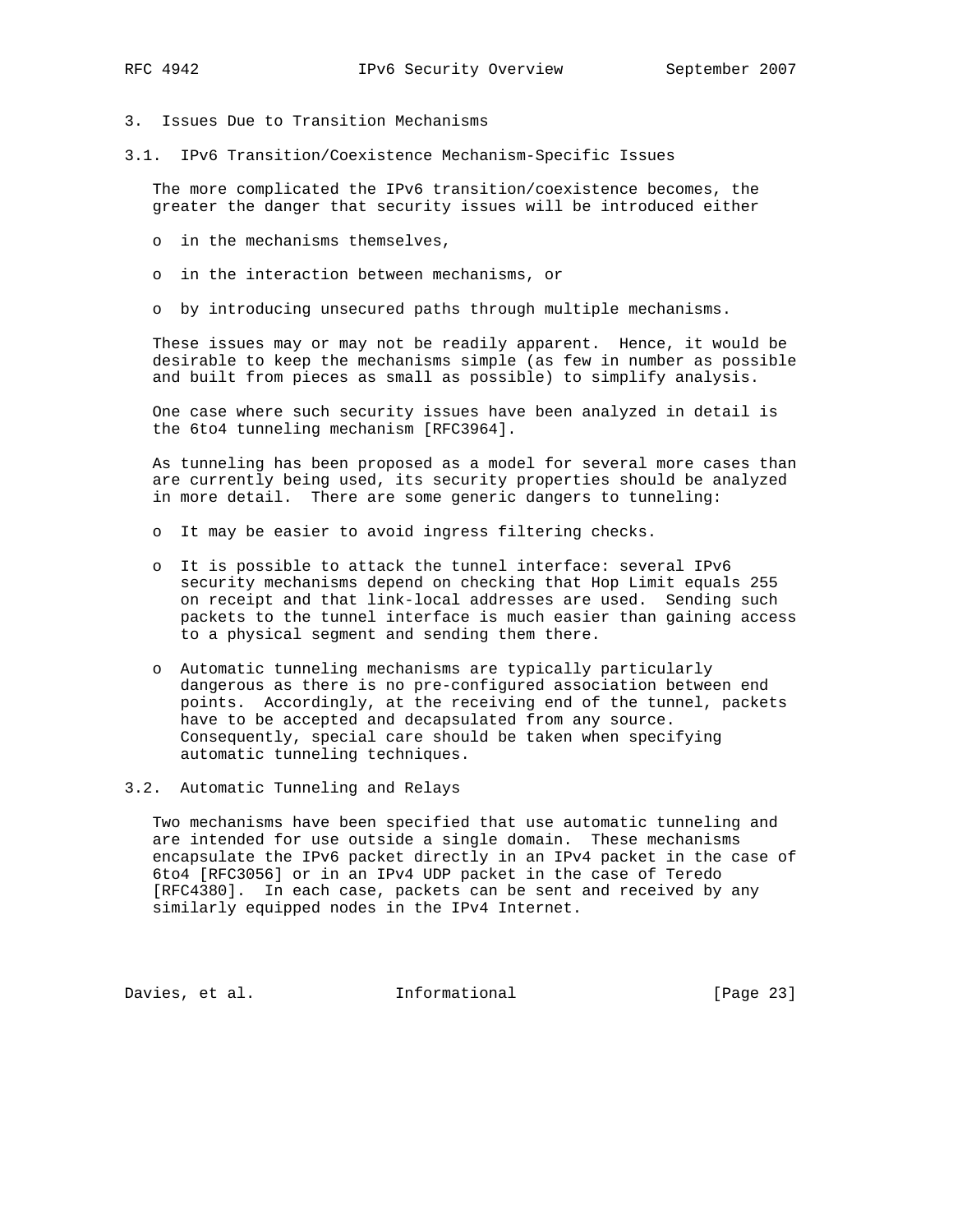## 3. Issues Due to Transition Mechanisms

### 3.1. IPv6 Transition/Coexistence Mechanism-Specific Issues

The more complicated the IPv6 transition/coexistence becomes, the greater the danger that security issues will be introduced either

- in the mechanisms themselves,
- in the interaction between mechanisms, or
- by introducing unsecured paths through multiple mechanisms.

These issues may or may not be readily apparent. Hence, it would be desirable to keep the mechanisms simple (as few in number as possible and built from pieces as small as possible) to simplify analysis.

One case where such security issues have been analyzed in detail is the 6to4 tunneling mechanism [RFC3964].

As tunneling has been proposed as a model for several more cases than are currently being used, its security properties should be analyzed in more detail. There are some generic dangers to tunneling:

- It may be easier to avoid ingress filtering checks.
- It is possible to attack the tunnel interface: several IPv6 security mechanisms depend on checking that Hop Limit equals 255 on receipt and that link-local addresses are used. Sending such packets to the tunnel interface is much easier than gaining access to a physical segment and sending them there.
- Automatic tunneling mechanisms are typically particularly dangerous as there is no pre-configured association between end points. Accordingly, at the receiving end of the tunnel, packets have to be accepted and decapsulated from any source. Consequently, special care should be taken when specifying automatic tunneling techniques.

### 3.2. Automatic Tunneling and Relays

Two mechanisms have been specified that use automatic tunneling and are intended for use outside a single domain. These mechanisms encapsulate the IPv6 packet directly in an IPv4 packet in the case of 6to4 [RFC3056] or in an IPv4 UDP packet in the case of Teredo [RFC4380]. In each case, packets can be sent and received by any similarly equipped nodes in the IPv4 Internet.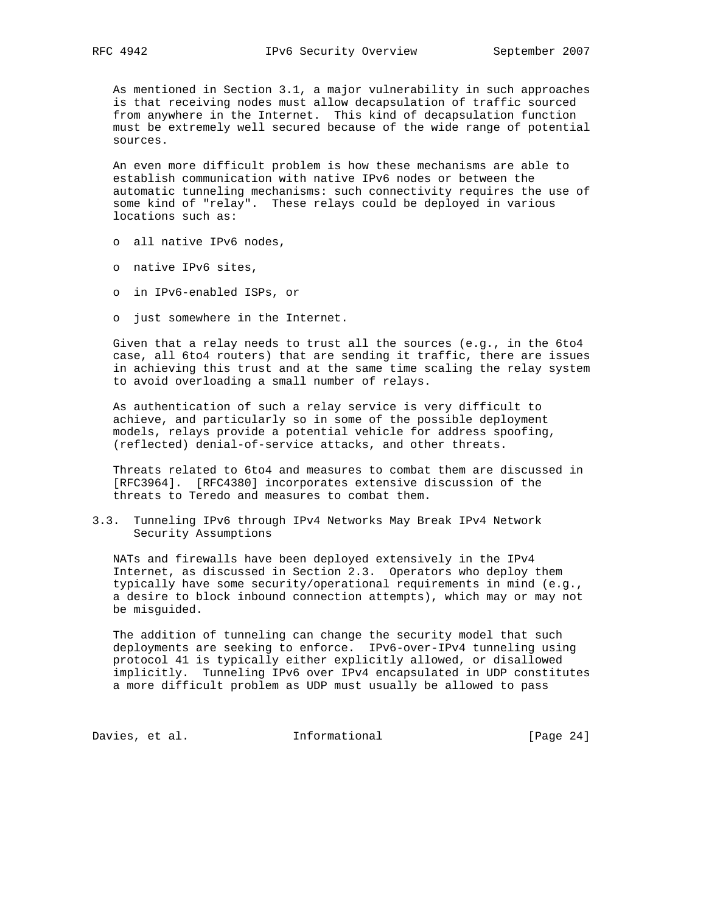As mentioned in Section 3.1, a major vulnerability in such approaches is that receiving nodes must allow decapsulation of traffic sourced from anywhere in the Internet. This kind of decapsulation function must be extremely well secured because of the wide range of potential sources.

An even more difficult problem is how these mechanisms are able to establish communication with native IPv6 nodes or between the automatic tunneling mechanisms: such connectivity requires the use of some kind of "relay". These relays could be deployed in various locations such as:

- all native IPv6 nodes,
- native IPv6 sites,
- in IPv6-enabled ISPs, or
- just somewhere in the Internet.

Given that a relay needs to trust all the sources (e.g., in the 6to4 case, all 6to4 routers) that are sending it traffic, there are issues in achieving this trust and at the same time scaling the relay system to avoid overloading a small number of relays.

As authentication of such a relay service is very difficult to achieve, and particularly so in some of the possible deployment models, relays provide a potential vehicle for address spoofing, (reflected) denial-of-service attacks, and other threats.

Threats related to 6to4 and measures to combat them are discussed in [RFC3964]. [RFC4380] incorporates extensive discussion of the threats to Teredo and measures to combat them.

### 3.3. Tunneling IPv6 through IPv4 Networks May Break IPv4 Network Security Assumptions

NATs and firewalls have been deployed extensively in the IPv4 Internet, as discussed in Section 2.3. Operators who deploy them typically have some security/operational requirements in mind (e.g., a desire to block inbound connection attempts), which may or may not be misguided.

The addition of tunneling can change the security model that such deployments are seeking to enforce. IPv6-over-IPv4 tunneling using protocol 41 is typically either explicitly allowed, or disallowed implicitly. Tunneling IPv6 over IPv4 encapsulated in UDP constitutes a more difficult problem as UDP must usually be allowed to pass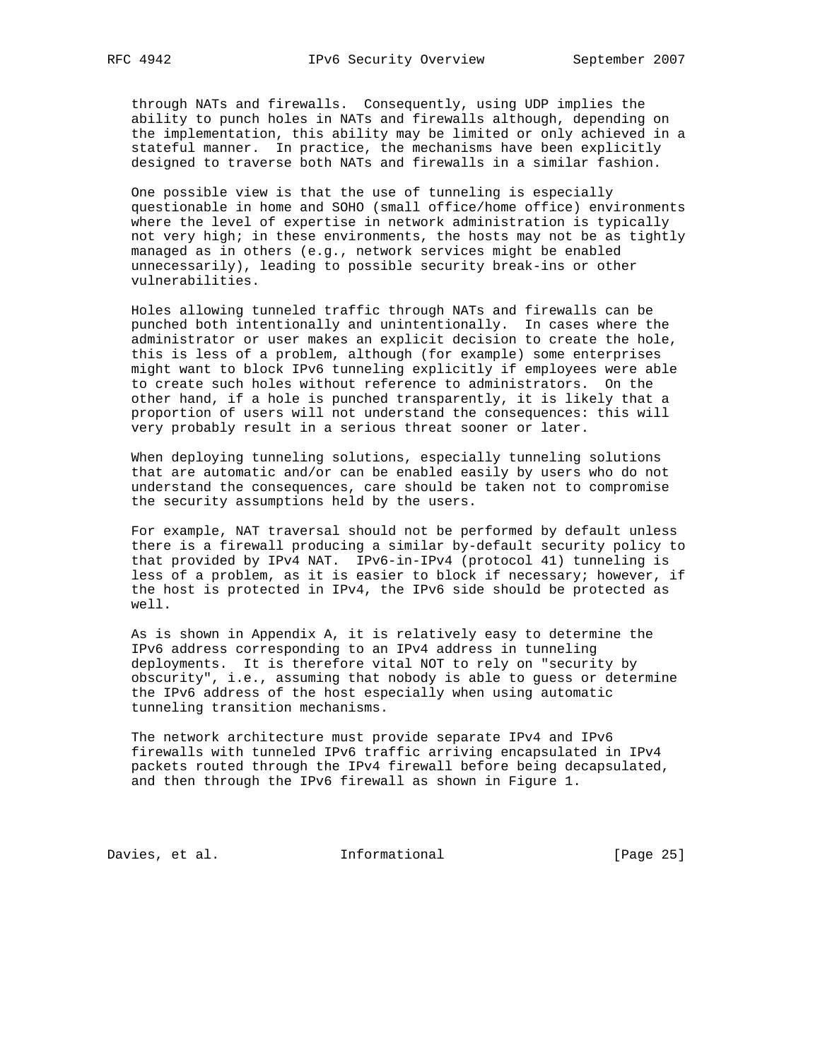through NATs and firewalls. Consequently, using UDP implies the ability to punch holes in NATs and firewalls although, depending on the implementation, this ability may be limited or only achieved in a stateful manner. In practice, the mechanisms have been explicitly designed to traverse both NATs and firewalls in a similar fashion.

One possible view is that the use of tunneling is especially questionable in home and SOHO (small office/home office) environments where the level of expertise in network administration is typically not very high; in these environments, the hosts may not be as tightly managed as in others (e.g., network services might be enabled unnecessarily), leading to possible security break-ins or other vulnerabilities.

Holes allowing tunneled traffic through NATs and firewalls can be punched both intentionally and unintentionally. In cases where the administrator or user makes an explicit decision to create the hole, this is less of a problem, although (for example) some enterprises might want to block IPv6 tunneling explicitly if employees were able to create such holes without reference to administrators. On the other hand, if a hole is punched transparently, it is likely that a proportion of users will not understand the consequences: this will very probably result in a serious threat sooner or later.

When deploying tunneling solutions, especially tunneling solutions that are automatic and/or can be enabled easily by users who do not understand the consequences, care should be taken not to compromise the security assumptions held by the users.

For example, NAT traversal should not be performed by default unless there is a firewall producing a similar by-default security policy to that provided by IPv4 NAT. IPv6-in-IPv4 (protocol 41) tunneling is less of a problem, as it is easier to block if necessary; however, if the host is protected in IPv4, the IPv6 side should be protected as well.

As is shown in Appendix A, it is relatively easy to determine the IPv6 address corresponding to an IPv4 address in tunneling deployments. It is therefore vital NOT to rely on "security by obscurity", i.e., assuming that nobody is able to guess or determine the IPv6 address of the host especially when using automatic tunneling transition mechanisms.

The network architecture must provide separate IPv4 and IPv6 firewalls with tunneled IPv6 traffic arriving encapsulated in IPv4 packets routed through the IPv4 firewall before being decapsulated, and then through the IPv6 firewall as shown in Figure 1.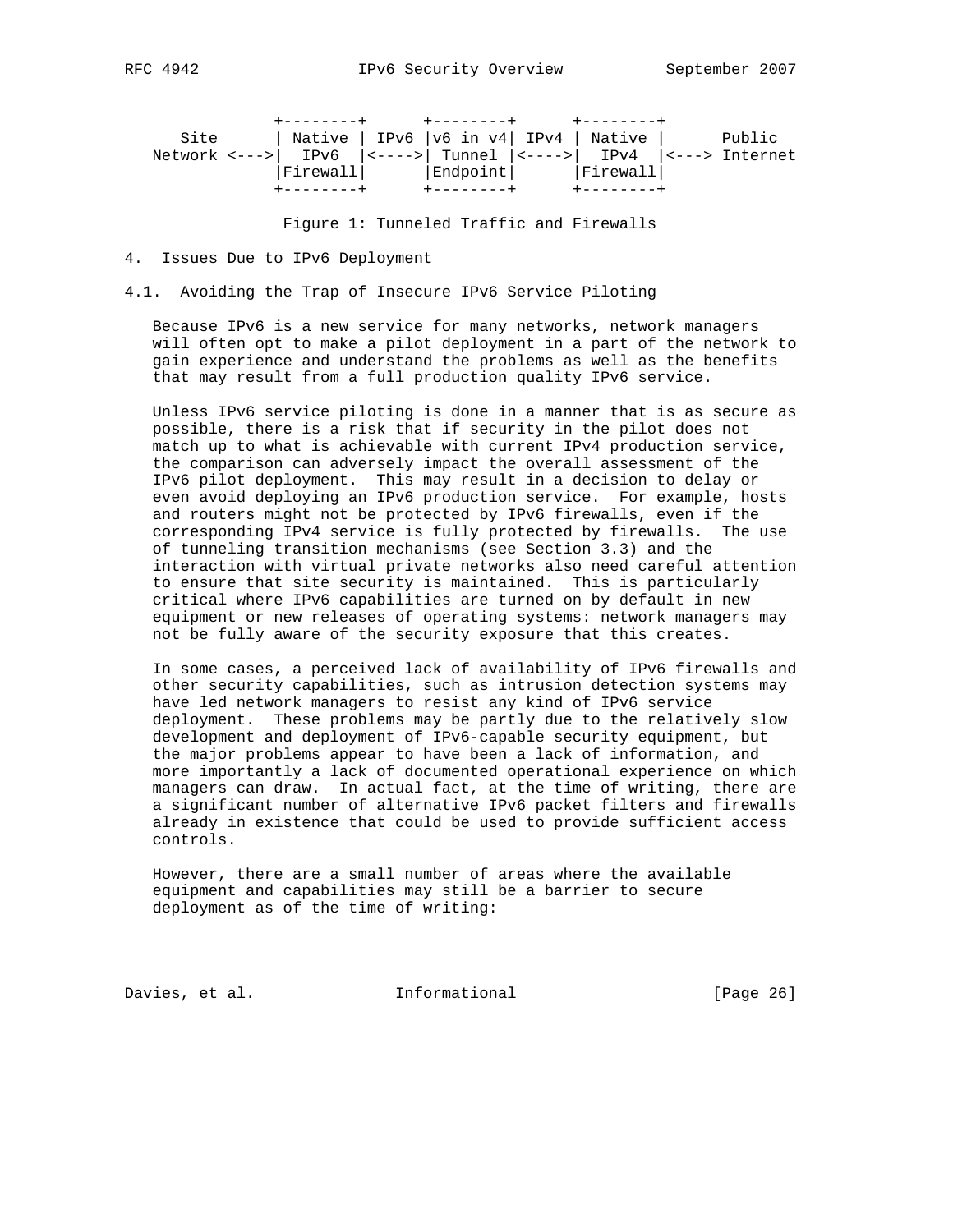```
              +--------+      +--------+      +--------+
   Site       | Native | IPv6 |v6 in v4| IPv4 | Native |      Public
 Network <--->|  IPv6  |<---->| Tunnel |<---->|  IPv4  |<---> Internet
              |Firewall|      |Endpoint|      |Firewall|
              +--------+      +--------+      +--------+
```

Figure 1: Tunneled Traffic and Firewalls

## 4. Issues Due to IPv6 Deployment

### 4.1. Avoiding the Trap of Insecure IPv6 Service Piloting

Because IPv6 is a new service for many networks, network managers will often opt to make a pilot deployment in a part of the network to gain experience and understand the problems as well as the benefits that may result from a full production quality IPv6 service.

Unless IPv6 service piloting is done in a manner that is as secure as possible, there is a risk that if security in the pilot does not match up to what is achievable with current IPv4 production service, the comparison can adversely impact the overall assessment of the IPv6 pilot deployment. This may result in a decision to delay or even avoid deploying an IPv6 production service. For example, hosts and routers might not be protected by IPv6 firewalls, even if the corresponding IPv4 service is fully protected by firewalls. The use of tunneling transition mechanisms (see Section 3.3) and the interaction with virtual private networks also need careful attention to ensure that site security is maintained. This is particularly critical where IPv6 capabilities are turned on by default in new equipment or new releases of operating systems: network managers may not be fully aware of the security exposure that this creates.

In some cases, a perceived lack of availability of IPv6 firewalls and other security capabilities, such as intrusion detection systems may have led network managers to resist any kind of IPv6 service deployment. These problems may be partly due to the relatively slow development and deployment of IPv6-capable security equipment, but the major problems appear to have been a lack of information, and more importantly a lack of documented operational experience on which managers can draw. In actual fact, at the time of writing, there are a significant number of alternative IPv6 packet filters and firewalls already in existence that could be used to provide sufficient access controls.

However, there are a small number of areas where the available equipment and capabilities may still be a barrier to secure deployment as of the time of writing: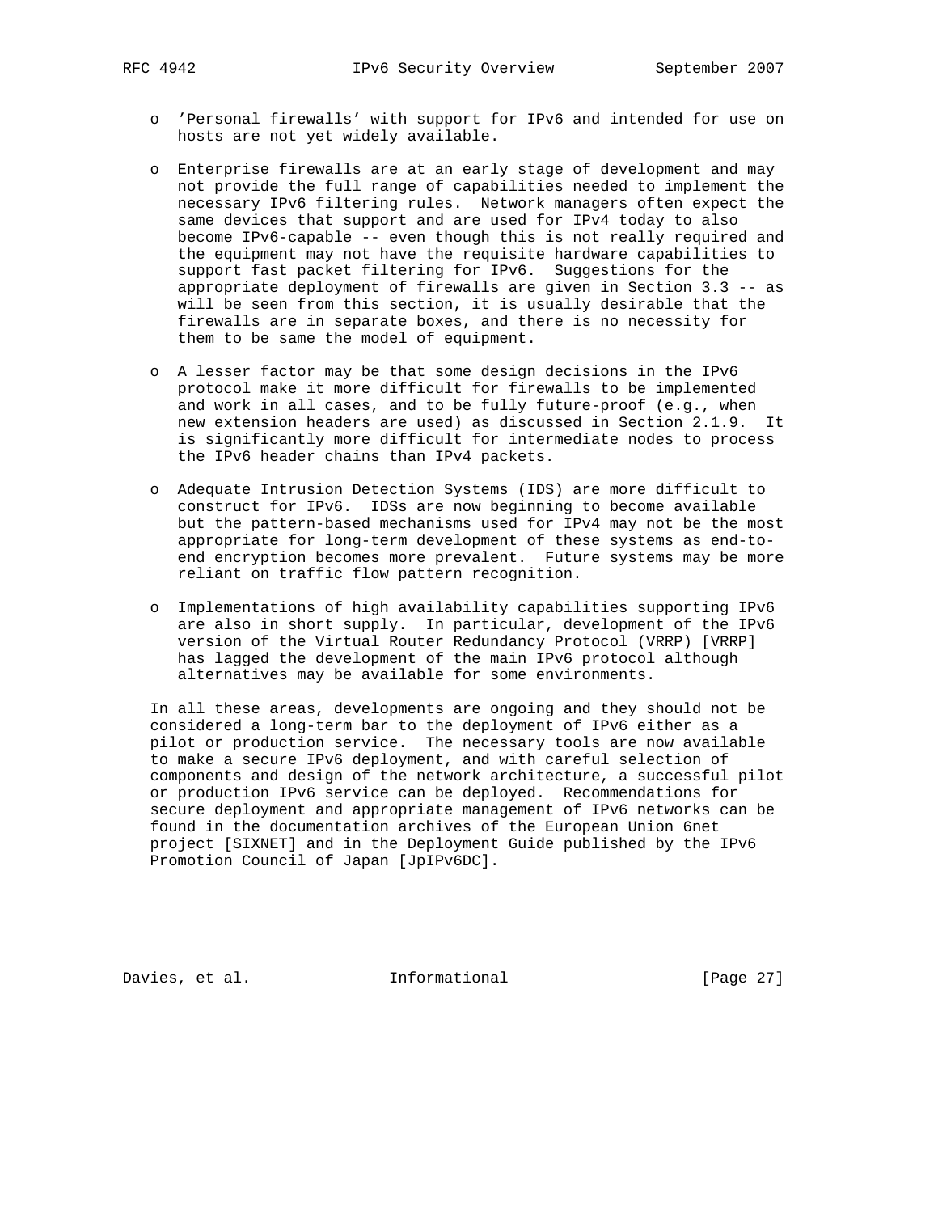- 'Personal firewalls' with support for IPv6 and intended for use on hosts are not yet widely available.

- Enterprise firewalls are at an early stage of development and may not provide the full range of capabilities needed to implement the necessary IPv6 filtering rules. Network managers often expect the same devices that support and are used for IPv4 today to also become IPv6-capable -- even though this is not really required and the equipment may not have the requisite hardware capabilities to support fast packet filtering for IPv6. Suggestions for the appropriate deployment of firewalls are given in Section 3.3 -- as will be seen from this section, it is usually desirable that the firewalls are in separate boxes, and there is no necessity for them to be same the model of equipment.

- A lesser factor may be that some design decisions in the IPv6 protocol make it more difficult for firewalls to be implemented and work in all cases, and to be fully future-proof (e.g., when new extension headers are used) as discussed in Section 2.1.9. It is significantly more difficult for intermediate nodes to process the IPv6 header chains than IPv4 packets.

- Adequate Intrusion Detection Systems (IDS) are more difficult to construct for IPv6. IDSs are now beginning to become available but the pattern-based mechanisms used for IPv4 may not be the most appropriate for long-term development of these systems as end-to-end encryption becomes more prevalent. Future systems may be more reliant on traffic flow pattern recognition.

- Implementations of high availability capabilities supporting IPv6 are also in short supply. In particular, development of the IPv6 version of the Virtual Router Redundancy Protocol (VRRP) [VRRP] has lagged the development of the main IPv6 protocol although alternatives may be available for some environments.

In all these areas, developments are ongoing and they should not be considered a long-term bar to the deployment of IPv6 either as a pilot or production service. The necessary tools are now available to make a secure IPv6 deployment, and with careful selection of components and design of the network architecture, a successful pilot or production IPv6 service can be deployed. Recommendations for secure deployment and appropriate management of IPv6 networks can be found in the documentation archives of the European Union 6net project [SIXNET] and in the Deployment Guide published by the IPv6 Promotion Council of Japan [JpIPv6DC].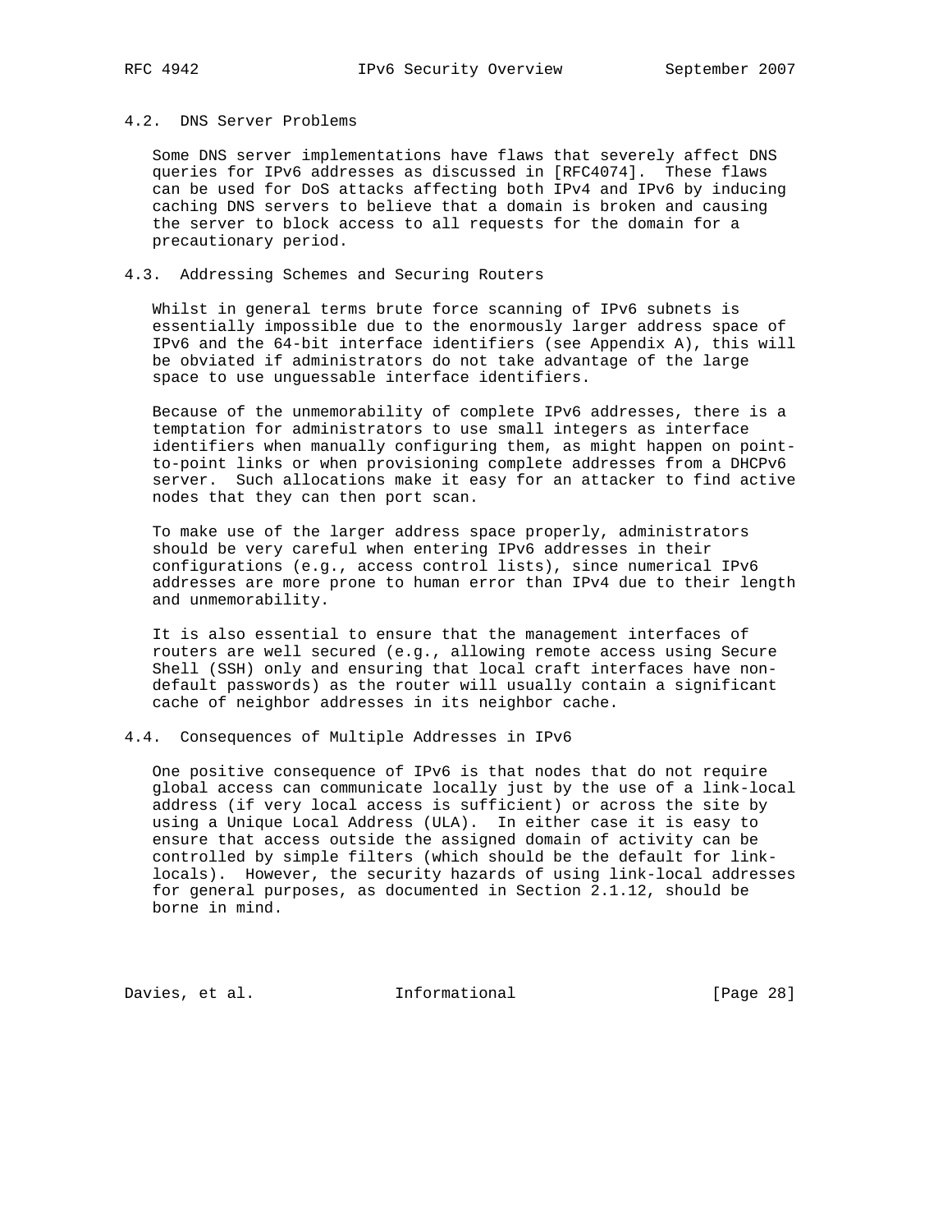### 4.2. DNS Server Problems

Some DNS server implementations have flaws that severely affect DNS queries for IPv6 addresses as discussed in [RFC4074]. These flaws can be used for DoS attacks affecting both IPv4 and IPv6 by inducing caching DNS servers to believe that a domain is broken and causing the server to block access to all requests for the domain for a precautionary period.

### 4.3. Addressing Schemes and Securing Routers

Whilst in general terms brute force scanning of IPv6 subnets is essentially impossible due to the enormously larger address space of IPv6 and the 64-bit interface identifiers (see Appendix A), this will be obviated if administrators do not take advantage of the large space to use unguessable interface identifiers.

Because of the unmemorability of complete IPv6 addresses, there is a temptation for administrators to use small integers as interface identifiers when manually configuring them, as might happen on point-to-point links or when provisioning complete addresses from a DHCPv6 server. Such allocations make it easy for an attacker to find active nodes that they can then port scan.

To make use of the larger address space properly, administrators should be very careful when entering IPv6 addresses in their configurations (e.g., access control lists), since numerical IPv6 addresses are more prone to human error than IPv4 due to their length and unmemorability.

It is also essential to ensure that the management interfaces of routers are well secured (e.g., allowing remote access using Secure Shell (SSH) only and ensuring that local craft interfaces have non-default passwords) as the router will usually contain a significant cache of neighbor addresses in its neighbor cache.

### 4.4. Consequences of Multiple Addresses in IPv6

One positive consequence of IPv6 is that nodes that do not require global access can communicate locally just by the use of a link-local address (if very local access is sufficient) or across the site by using a Unique Local Address (ULA). In either case it is easy to ensure that access outside the assigned domain of activity can be controlled by simple filters (which should be the default for link-locals). However, the security hazards of using link-local addresses for general purposes, as documented in Section 2.1.12, should be borne in mind.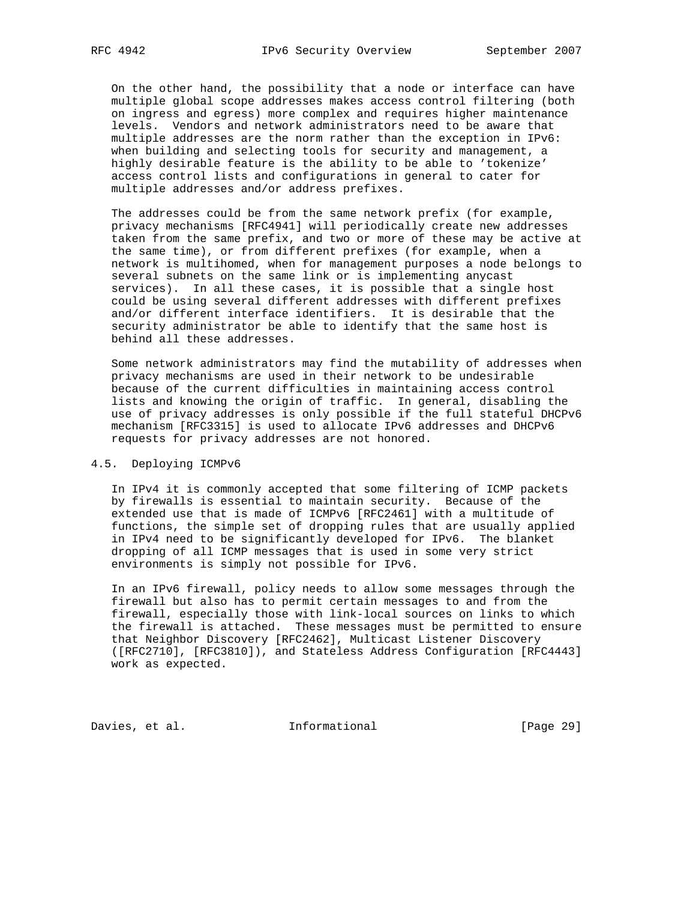On the other hand, the possibility that a node or interface can have multiple global scope addresses makes access control filtering (both on ingress and egress) more complex and requires higher maintenance levels. Vendors and network administrators need to be aware that multiple addresses are the norm rather than the exception in IPv6: when building and selecting tools for security and management, a highly desirable feature is the ability to be able to 'tokenize' access control lists and configurations in general to cater for multiple addresses and/or address prefixes.

The addresses could be from the same network prefix (for example, privacy mechanisms [RFC4941] will periodically create new addresses taken from the same prefix, and two or more of these may be active at the same time), or from different prefixes (for example, when a network is multihomed, when for management purposes a node belongs to several subnets on the same link or is implementing anycast services). In all these cases, it is possible that a single host could be using several different addresses with different prefixes and/or different interface identifiers. It is desirable that the security administrator be able to identify that the same host is behind all these addresses.

Some network administrators may find the mutability of addresses when privacy mechanisms are used in their network to be undesirable because of the current difficulties in maintaining access control lists and knowing the origin of traffic. In general, disabling the use of privacy addresses is only possible if the full stateful DHCPv6 mechanism [RFC3315] is used to allocate IPv6 addresses and DHCPv6 requests for privacy addresses are not honored.

## 4.5. Deploying ICMPv6

In IPv4 it is commonly accepted that some filtering of ICMP packets by firewalls is essential to maintain security. Because of the extended use that is made of ICMPv6 [RFC2461] with a multitude of functions, the simple set of dropping rules that are usually applied in IPv4 need to be significantly developed for IPv6. The blanket dropping of all ICMP messages that is used in some very strict environments is simply not possible for IPv6.

In an IPv6 firewall, policy needs to allow some messages through the firewall but also has to permit certain messages to and from the firewall, especially those with link-local sources on links to which the firewall is attached. These messages must be permitted to ensure that Neighbor Discovery [RFC2462], Multicast Listener Discovery ([RFC2710], [RFC3810]), and Stateless Address Configuration [RFC4443] work as expected.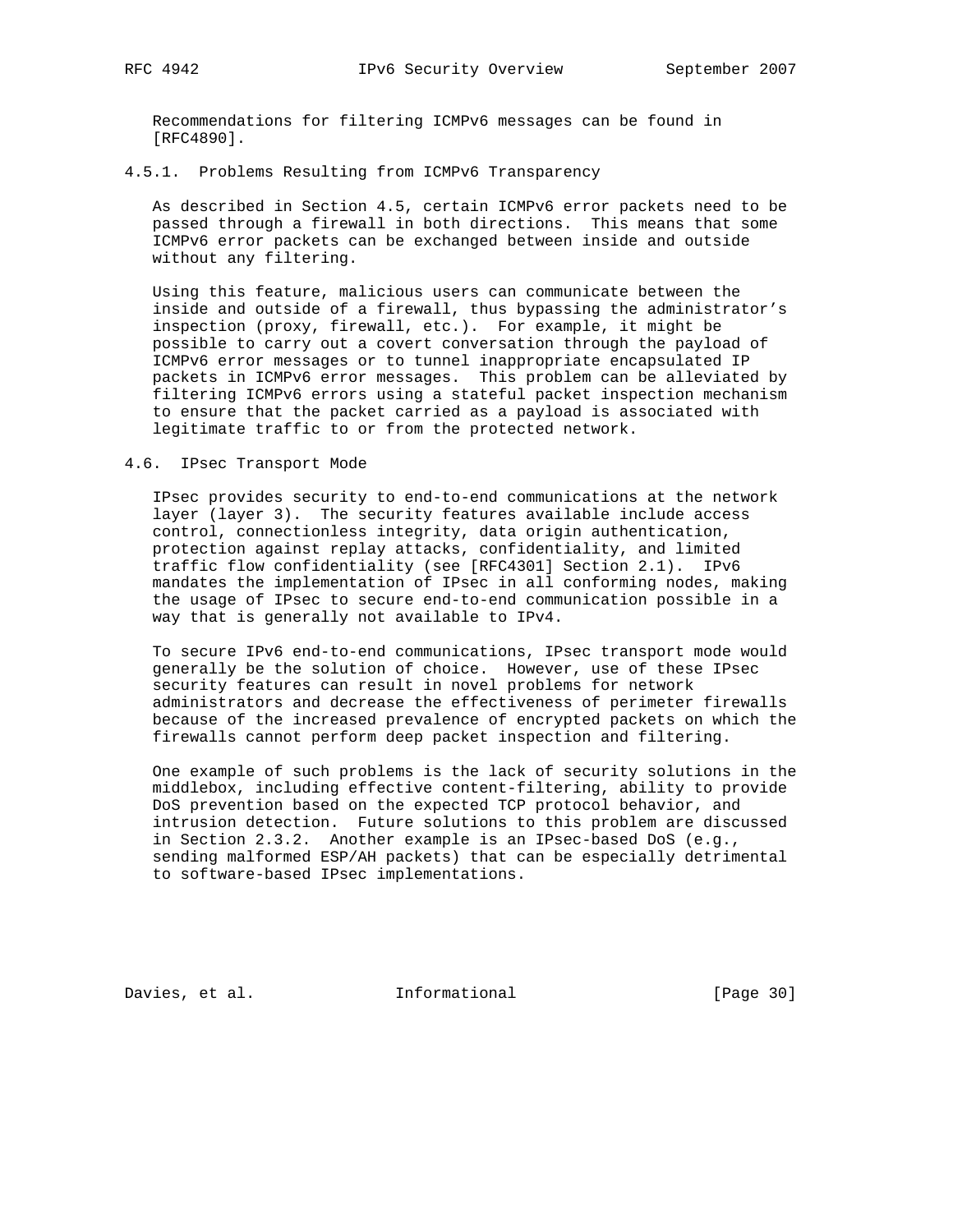Recommendations for filtering ICMPv6 messages can be found in [RFC4890].

### 4.5.1. Problems Resulting from ICMPv6 Transparency

As described in Section 4.5, certain ICMPv6 error packets need to be passed through a firewall in both directions. This means that some ICMPv6 error packets can be exchanged between inside and outside without any filtering.

Using this feature, malicious users can communicate between the inside and outside of a firewall, thus bypassing the administrator's inspection (proxy, firewall, etc.). For example, it might be possible to carry out a covert conversation through the payload of ICMPv6 error messages or to tunnel inappropriate encapsulated IP packets in ICMPv6 error messages. This problem can be alleviated by filtering ICMPv6 errors using a stateful packet inspection mechanism to ensure that the packet carried as a payload is associated with legitimate traffic to or from the protected network.

## 4.6. IPsec Transport Mode

IPsec provides security to end-to-end communications at the network layer (layer 3). The security features available include access control, connectionless integrity, data origin authentication, protection against replay attacks, confidentiality, and limited traffic flow confidentiality (see [RFC4301] Section 2.1). IPv6 mandates the implementation of IPsec in all conforming nodes, making the usage of IPsec to secure end-to-end communication possible in a way that is generally not available to IPv4.

To secure IPv6 end-to-end communications, IPsec transport mode would generally be the solution of choice. However, use of these IPsec security features can result in novel problems for network administrators and decrease the effectiveness of perimeter firewalls because of the increased prevalence of encrypted packets on which the firewalls cannot perform deep packet inspection and filtering.

One example of such problems is the lack of security solutions in the middlebox, including effective content-filtering, ability to provide DoS prevention based on the expected TCP protocol behavior, and intrusion detection. Future solutions to this problem are discussed in Section 2.3.2. Another example is an IPsec-based DoS (e.g., sending malformed ESP/AH packets) that can be especially detrimental to software-based IPsec implementations.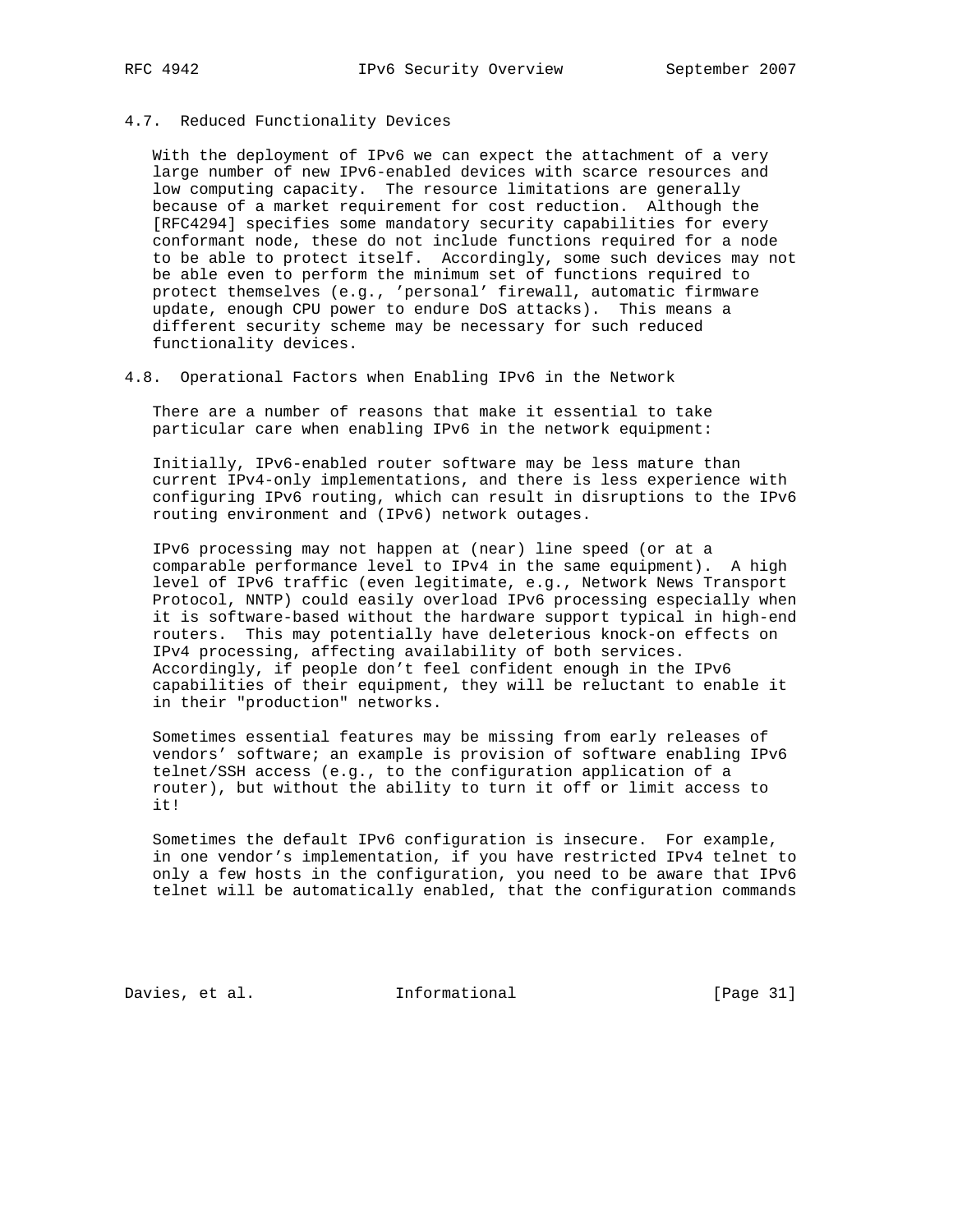### 4.7. Reduced Functionality Devices

With the deployment of IPv6 we can expect the attachment of a very large number of new IPv6-enabled devices with scarce resources and low computing capacity. The resource limitations are generally because of a market requirement for cost reduction. Although the [RFC4294] specifies some mandatory security capabilities for every conformant node, these do not include functions required for a node to be able to protect itself. Accordingly, some such devices may not be able even to perform the minimum set of functions required to protect themselves (e.g., 'personal' firewall, automatic firmware update, enough CPU power to endure DoS attacks). This means a different security scheme may be necessary for such reduced functionality devices.

### 4.8. Operational Factors when Enabling IPv6 in the Network

There are a number of reasons that make it essential to take particular care when enabling IPv6 in the network equipment:

Initially, IPv6-enabled router software may be less mature than current IPv4-only implementations, and there is less experience with configuring IPv6 routing, which can result in disruptions to the IPv6 routing environment and (IPv6) network outages.

IPv6 processing may not happen at (near) line speed (or at a comparable performance level to IPv4 in the same equipment). A high level of IPv6 traffic (even legitimate, e.g., Network News Transport Protocol, NNTP) could easily overload IPv6 processing especially when it is software-based without the hardware support typical in high-end routers. This may potentially have deleterious knock-on effects on IPv4 processing, affecting availability of both services. Accordingly, if people don't feel confident enough in the IPv6 capabilities of their equipment, they will be reluctant to enable it in their "production" networks.

Sometimes essential features may be missing from early releases of vendors' software; an example is provision of software enabling IPv6 telnet/SSH access (e.g., to the configuration application of a router), but without the ability to turn it off or limit access to it!

Sometimes the default IPv6 configuration is insecure. For example, in one vendor's implementation, if you have restricted IPv4 telnet to only a few hosts in the configuration, you need to be aware that IPv6 telnet will be automatically enabled, that the configuration commands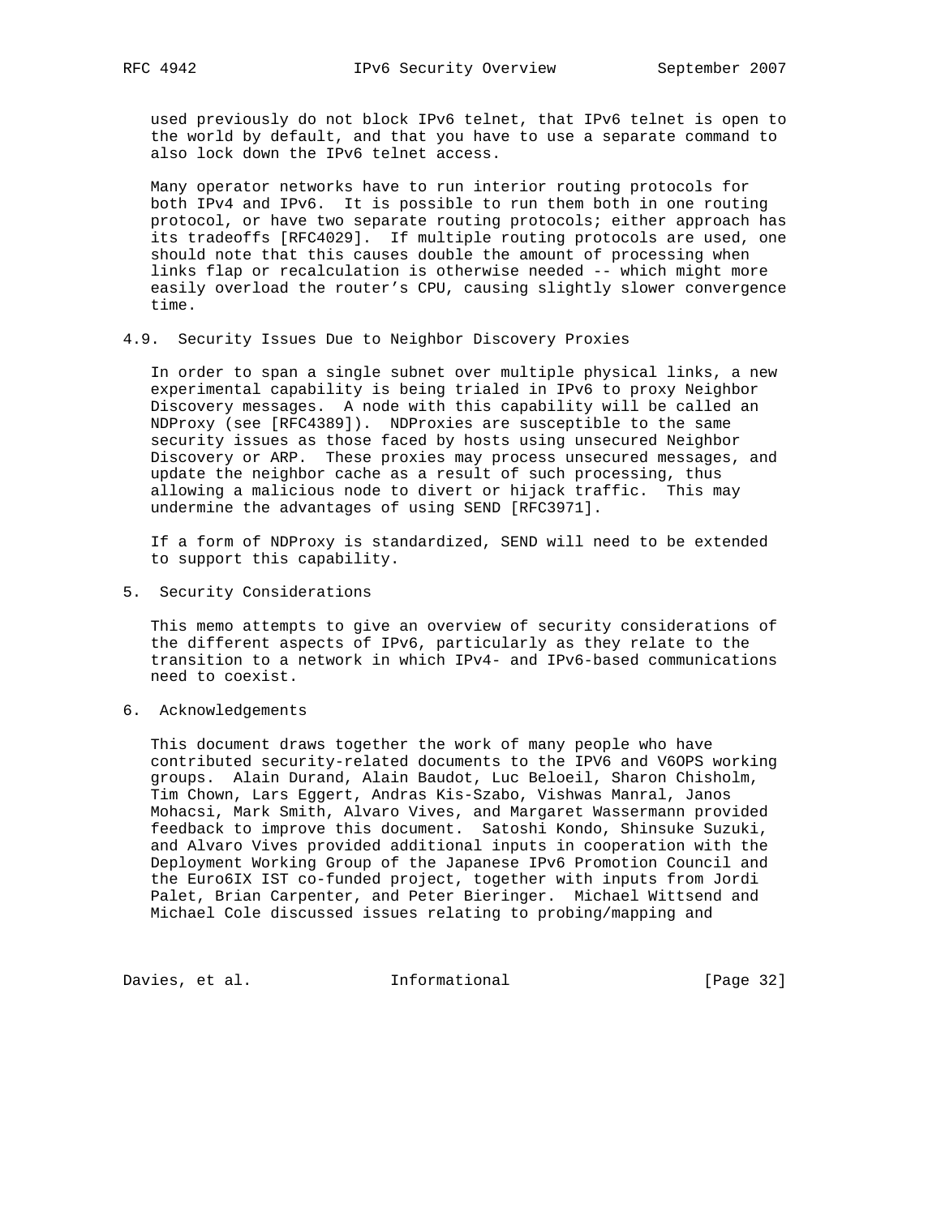used previously do not block IPv6 telnet, that IPv6 telnet is open to the world by default, and that you have to use a separate command to also lock down the IPv6 telnet access.

Many operator networks have to run interior routing protocols for both IPv4 and IPv6. It is possible to run them both in one routing protocol, or have two separate routing protocols; either approach has its tradeoffs [RFC4029]. If multiple routing protocols are used, one should note that this causes double the amount of processing when links flap or recalculation is otherwise needed -- which might more easily overload the router's CPU, causing slightly slower convergence time.

### 4.9. Security Issues Due to Neighbor Discovery Proxies

In order to span a single subnet over multiple physical links, a new experimental capability is being trialed in IPv6 to proxy Neighbor Discovery messages. A node with this capability will be called an NDProxy (see [RFC4389]). NDProxies are susceptible to the same security issues as those faced by hosts using unsecured Neighbor Discovery or ARP. These proxies may process unsecured messages, and update the neighbor cache as a result of such processing, thus allowing a malicious node to divert or hijack traffic. This may undermine the advantages of using SEND [RFC3971].

If a form of NDProxy is standardized, SEND will need to be extended to support this capability.

## 5. Security Considerations

This memo attempts to give an overview of security considerations of the different aspects of IPv6, particularly as they relate to the transition to a network in which IPv4- and IPv6-based communications need to coexist.

## 6. Acknowledgements

This document draws together the work of many people who have contributed security-related documents to the IPV6 and V6OPS working groups. Alain Durand, Alain Baudot, Luc Beloeil, Sharon Chisholm, Tim Chown, Lars Eggert, Andras Kis-Szabo, Vishwas Manral, Janos Mohacsi, Mark Smith, Alvaro Vives, and Margaret Wassermann provided feedback to improve this document. Satoshi Kondo, Shinsuke Suzuki, and Alvaro Vives provided additional inputs in cooperation with the Deployment Working Group of the Japanese IPv6 Promotion Council and the Euro6IX IST co-funded project, together with inputs from Jordi Palet, Brian Carpenter, and Peter Bieringer. Michael Wittsend and Michael Cole discussed issues relating to probing/mapping and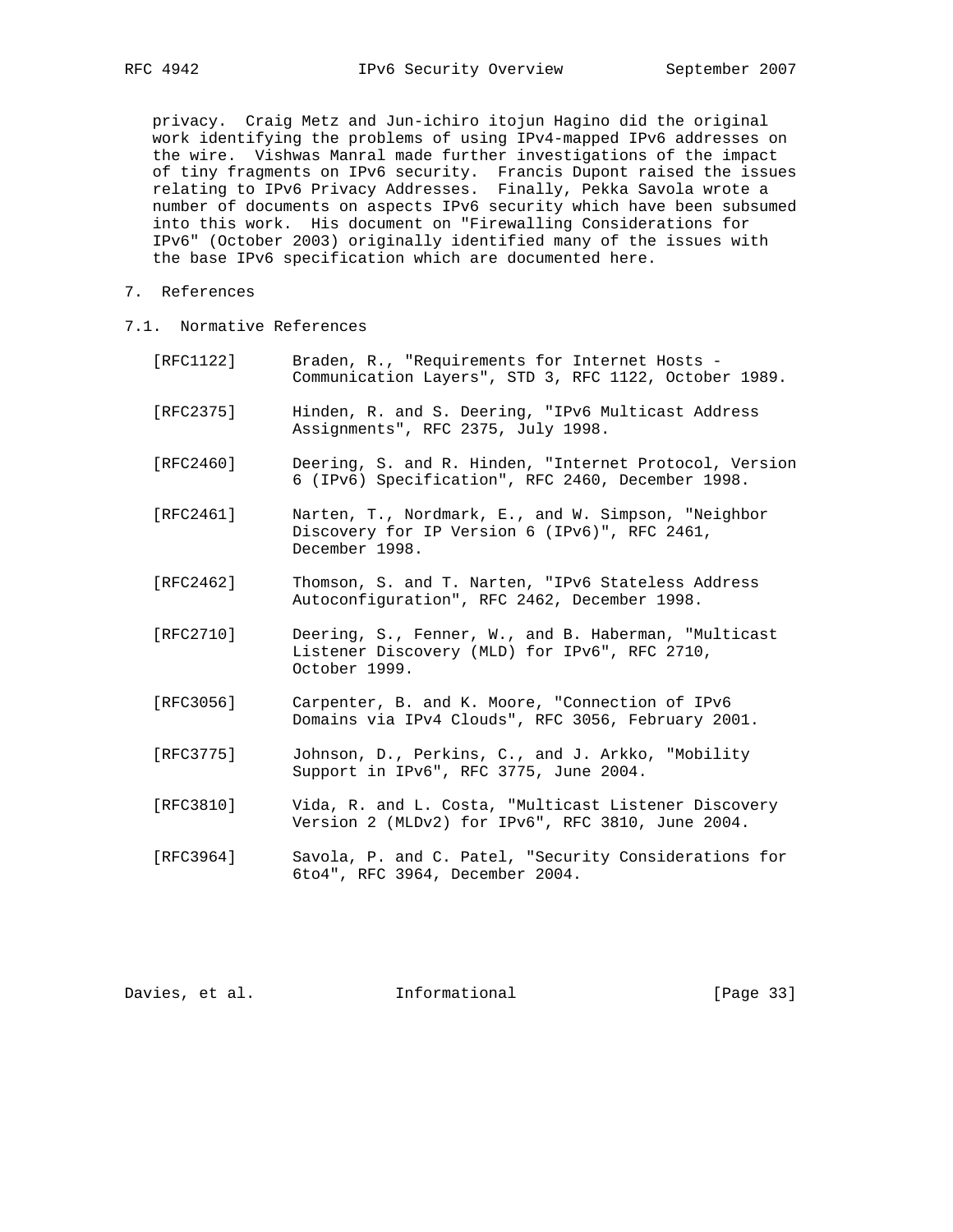privacy. Craig Metz and Jun-ichiro itojun Hagino did the original work identifying the problems of using IPv4-mapped IPv6 addresses on the wire. Vishwas Manral made further investigations of the impact of tiny fragments on IPv6 security. Francis Dupont raised the issues relating to IPv6 Privacy Addresses. Finally, Pekka Savola wrote a number of documents on aspects IPv6 security which have been subsumed into this work. His document on "Firewalling Considerations for IPv6" (October 2003) originally identified many of the issues with the base IPv6 specification which are documented here.

## 7. References

### 7.1. Normative References

[RFC1122] Braden, R., "Requirements for Internet Hosts - Communication Layers", STD 3, RFC 1122, October 1989.

[RFC2375] Hinden, R. and S. Deering, "IPv6 Multicast Address Assignments", RFC 2375, July 1998.

[RFC2460] Deering, S. and R. Hinden, "Internet Protocol, Version 6 (IPv6) Specification", RFC 2460, December 1998.

[RFC2461] Narten, T., Nordmark, E., and W. Simpson, "Neighbor Discovery for IP Version 6 (IPv6)", RFC 2461, December 1998.

[RFC2462] Thomson, S. and T. Narten, "IPv6 Stateless Address Autoconfiguration", RFC 2462, December 1998.

[RFC2710] Deering, S., Fenner, W., and B. Haberman, "Multicast Listener Discovery (MLD) for IPv6", RFC 2710, October 1999.

[RFC3056] Carpenter, B. and K. Moore, "Connection of IPv6 Domains via IPv4 Clouds", RFC 3056, February 2001.

[RFC3775] Johnson, D., Perkins, C., and J. Arkko, "Mobility Support in IPv6", RFC 3775, June 2004.

[RFC3810] Vida, R. and L. Costa, "Multicast Listener Discovery Version 2 (MLDv2) for IPv6", RFC 3810, June 2004.

[RFC3964] Savola, P. and C. Patel, "Security Considerations for 6to4", RFC 3964, December 2004.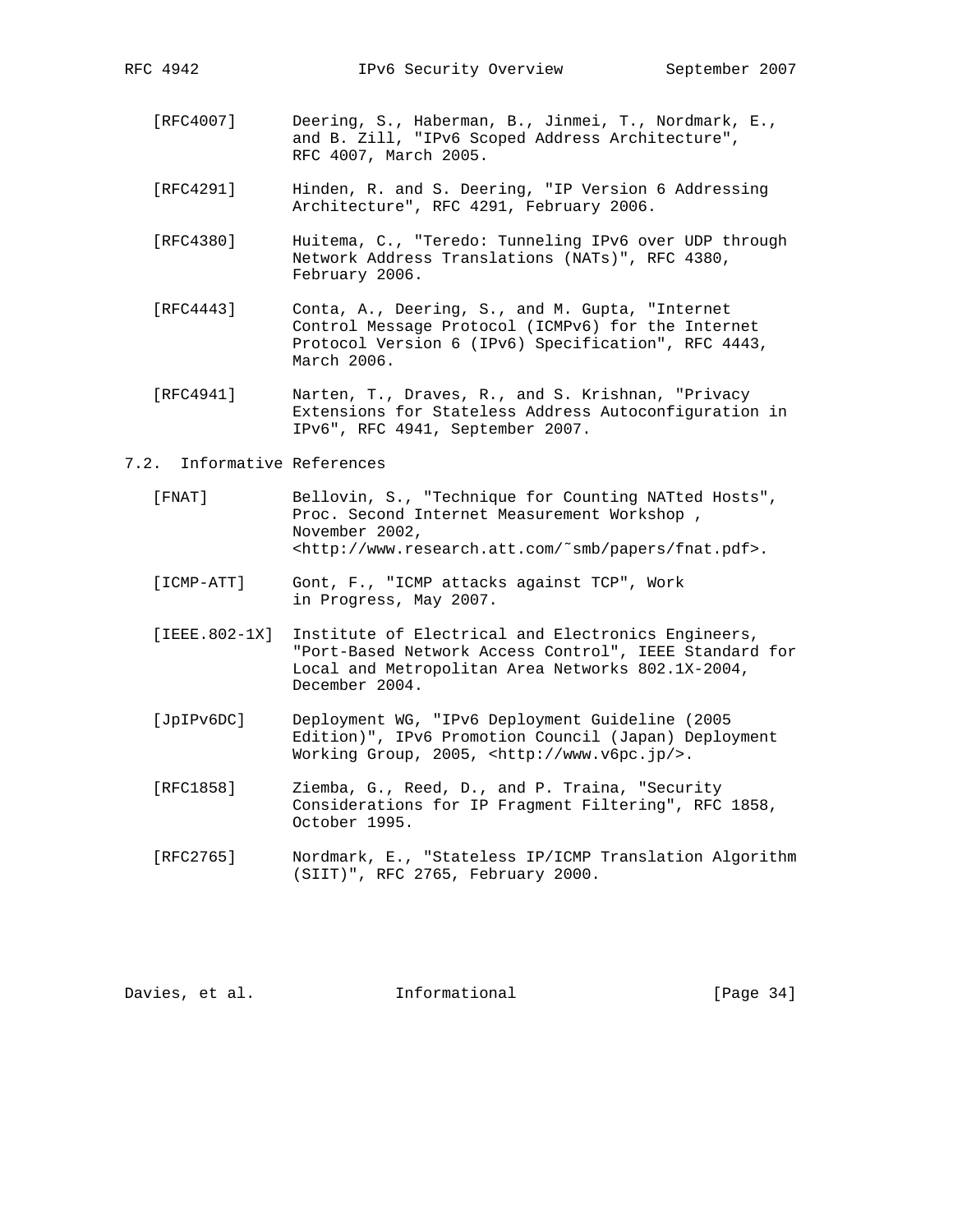[RFC4007] Deering, S., Haberman, B., Jinmei, T., Nordmark, E., and B. Zill, "IPv6 Scoped Address Architecture", RFC 4007, March 2005.

[RFC4291] Hinden, R. and S. Deering, "IP Version 6 Addressing Architecture", RFC 4291, February 2006.

[RFC4380] Huitema, C., "Teredo: Tunneling IPv6 over UDP through Network Address Translations (NATs)", RFC 4380, February 2006.

[RFC4443] Conta, A., Deering, S., and M. Gupta, "Internet Control Message Protocol (ICMPv6) for the Internet Protocol Version 6 (IPv6) Specification", RFC 4443, March 2006.

[RFC4941] Narten, T., Draves, R., and S. Krishnan, "Privacy Extensions for Stateless Address Autoconfiguration in IPv6", RFC 4941, September 2007.

## 7.2. Informative References

[FNAT] Bellovin, S., "Technique for Counting NATted Hosts", Proc. Second Internet Measurement Workshop , November 2002, <http://www.research.att.com/˜smb/papers/fnat.pdf>.

[ICMP-ATT] Gont, F., "ICMP attacks against TCP", Work in Progress, May 2007.

[IEEE.802-1X] Institute of Electrical and Electronics Engineers, "Port-Based Network Access Control", IEEE Standard for Local and Metropolitan Area Networks 802.1X-2004, December 2004.

[JpIPv6DC] Deployment WG, "IPv6 Deployment Guideline (2005 Edition)", IPv6 Promotion Council (Japan) Deployment Working Group, 2005, <http://www.v6pc.jp/>.

[RFC1858] Ziemba, G., Reed, D., and P. Traina, "Security Considerations for IP Fragment Filtering", RFC 1858, October 1995.

[RFC2765] Nordmark, E., "Stateless IP/ICMP Translation Algorithm (SIIT)", RFC 2765, February 2000.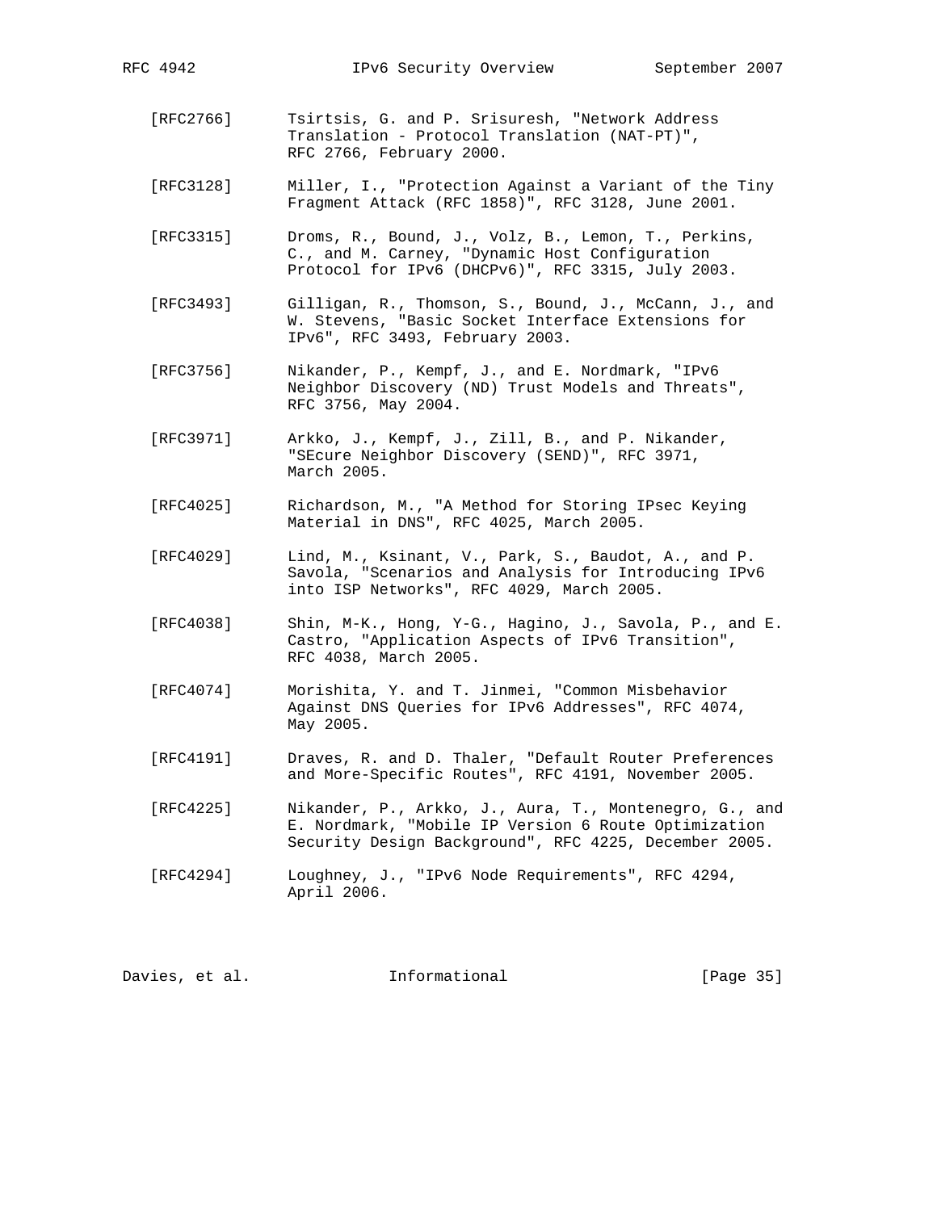[RFC2766] Tsirtsis, G. and P. Srisuresh, "Network Address Translation - Protocol Translation (NAT-PT)", RFC 2766, February 2000.

[RFC3128] Miller, I., "Protection Against a Variant of the Tiny Fragment Attack (RFC 1858)", RFC 3128, June 2001.

[RFC3315] Droms, R., Bound, J., Volz, B., Lemon, T., Perkins, C., and M. Carney, "Dynamic Host Configuration Protocol for IPv6 (DHCPv6)", RFC 3315, July 2003.

[RFC3493] Gilligan, R., Thomson, S., Bound, J., McCann, J., and W. Stevens, "Basic Socket Interface Extensions for IPv6", RFC 3493, February 2003.

[RFC3756] Nikander, P., Kempf, J., and E. Nordmark, "IPv6 Neighbor Discovery (ND) Trust Models and Threats", RFC 3756, May 2004.

[RFC3971] Arkko, J., Kempf, J., Zill, B., and P. Nikander, "SEcure Neighbor Discovery (SEND)", RFC 3971, March 2005.

[RFC4025] Richardson, M., "A Method for Storing IPsec Keying Material in DNS", RFC 4025, March 2005.

[RFC4029] Lind, M., Ksinant, V., Park, S., Baudot, A., and P. Savola, "Scenarios and Analysis for Introducing IPv6 into ISP Networks", RFC 4029, March 2005.

[RFC4038] Shin, M-K., Hong, Y-G., Hagino, J., Savola, P., and E. Castro, "Application Aspects of IPv6 Transition", RFC 4038, March 2005.

[RFC4074] Morishita, Y. and T. Jinmei, "Common Misbehavior Against DNS Queries for IPv6 Addresses", RFC 4074, May 2005.

[RFC4191] Draves, R. and D. Thaler, "Default Router Preferences and More-Specific Routes", RFC 4191, November 2005.

[RFC4225] Nikander, P., Arkko, J., Aura, T., Montenegro, G., and E. Nordmark, "Mobile IP Version 6 Route Optimization Security Design Background", RFC 4225, December 2005.

[RFC4294] Loughney, J., "IPv6 Node Requirements", RFC 4294, April 2006.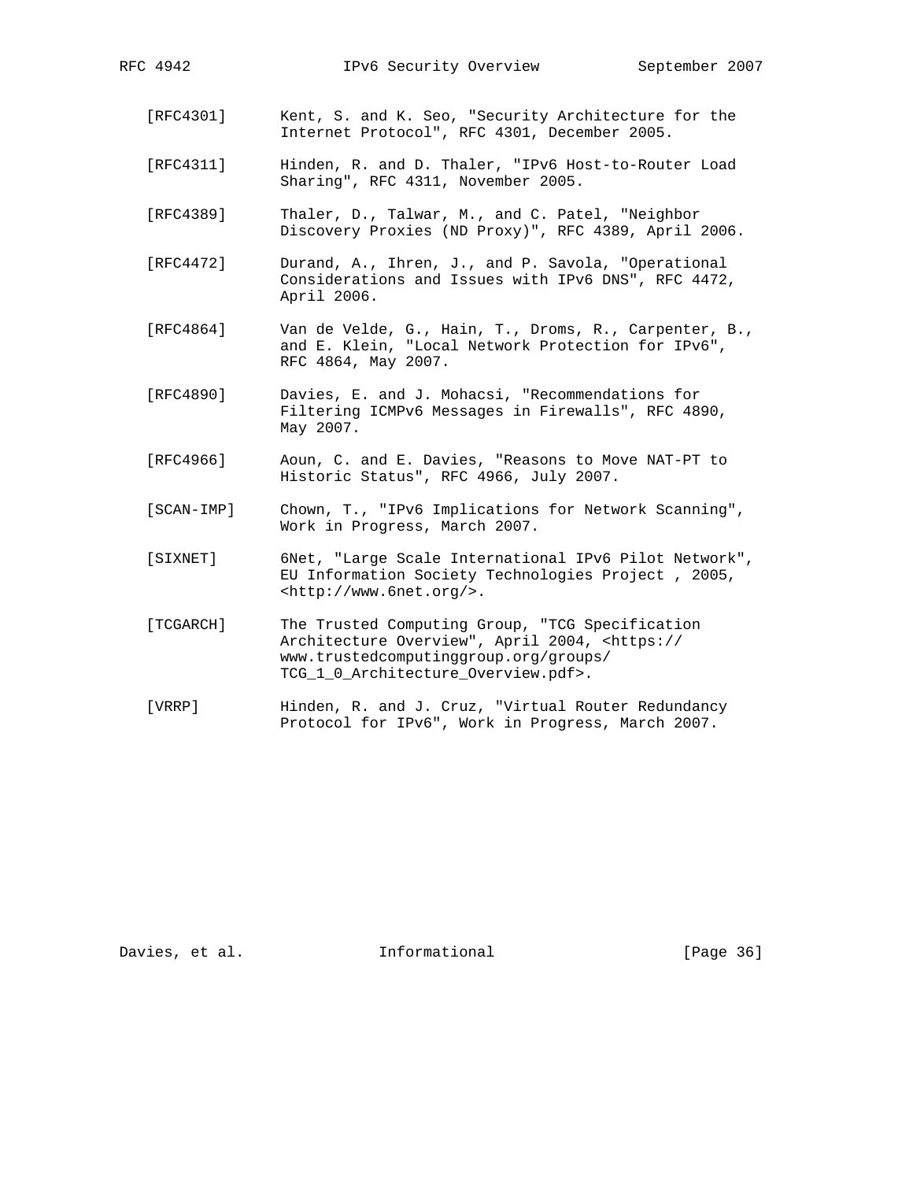[RFC4301] Kent, S. and K. Seo, "Security Architecture for the Internet Protocol", RFC 4301, December 2005.

[RFC4311] Hinden, R. and D. Thaler, "IPv6 Host-to-Router Load Sharing", RFC 4311, November 2005.

[RFC4389] Thaler, D., Talwar, M., and C. Patel, "Neighbor Discovery Proxies (ND Proxy)", RFC 4389, April 2006.

[RFC4472] Durand, A., Ihren, J., and P. Savola, "Operational Considerations and Issues with IPv6 DNS", RFC 4472, April 2006.

[RFC4864] Van de Velde, G., Hain, T., Droms, R., Carpenter, B., and E. Klein, "Local Network Protection for IPv6", RFC 4864, May 2007.

[RFC4890] Davies, E. and J. Mohacsi, "Recommendations for Filtering ICMPv6 Messages in Firewalls", RFC 4890, May 2007.

[RFC4966] Aoun, C. and E. Davies, "Reasons to Move NAT-PT to Historic Status", RFC 4966, July 2007.

[SCAN-IMP] Chown, T., "IPv6 Implications for Network Scanning", Work in Progress, March 2007.

[SIXNET] 6Net, "Large Scale International IPv6 Pilot Network", EU Information Society Technologies Project , 2005, <http://www.6net.org/>.

[TCGARCH] The Trusted Computing Group, "TCG Specification Architecture Overview", April 2004, <https://www.trustedcomputinggroup.org/groups/TCG_1_0_Architecture_Overview.pdf>.

[VRRP] Hinden, R. and J. Cruz, "Virtual Router Redundancy Protocol for IPv6", Work in Progress, March 2007.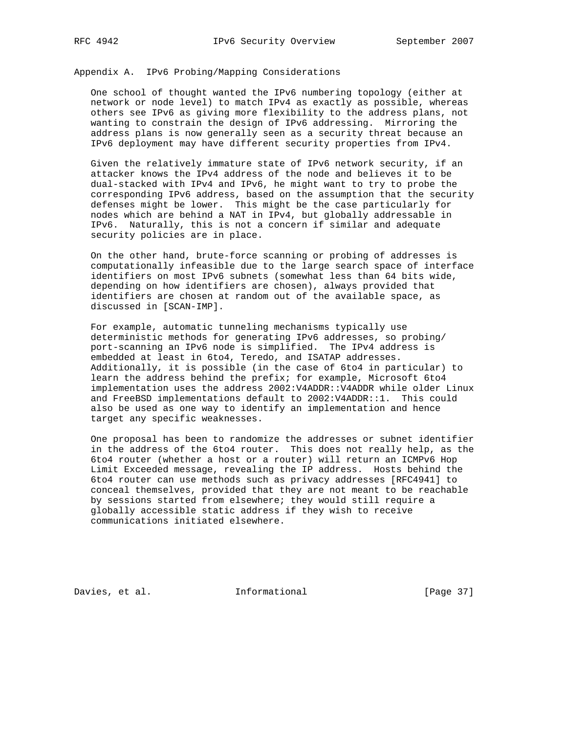## Appendix A. IPv6 Probing/Mapping Considerations

One school of thought wanted the IPv6 numbering topology (either at network or node level) to match IPv4 as exactly as possible, whereas others see IPv6 as giving more flexibility to the address plans, not wanting to constrain the design of IPv6 addressing. Mirroring the address plans is now generally seen as a security threat because an IPv6 deployment may have different security properties from IPv4.

Given the relatively immature state of IPv6 network security, if an attacker knows the IPv4 address of the node and believes it to be dual-stacked with IPv4 and IPv6, he might want to try to probe the corresponding IPv6 address, based on the assumption that the security defenses might be lower. This might be the case particularly for nodes which are behind a NAT in IPv4, but globally addressable in IPv6. Naturally, this is not a concern if similar and adequate security policies are in place.

On the other hand, brute-force scanning or probing of addresses is computationally infeasible due to the large search space of interface identifiers on most IPv6 subnets (somewhat less than 64 bits wide, depending on how identifiers are chosen), always provided that identifiers are chosen at random out of the available space, as discussed in [SCAN-IMP].

For example, automatic tunneling mechanisms typically use deterministic methods for generating IPv6 addresses, so probing/port-scanning an IPv6 node is simplified. The IPv4 address is embedded at least in 6to4, Teredo, and ISATAP addresses. Additionally, it is possible (in the case of 6to4 in particular) to learn the address behind the prefix; for example, Microsoft 6to4 implementation uses the address 2002:V4ADDR::V4ADDR while older Linux and FreeBSD implementations default to 2002:V4ADDR::1. This could also be used as one way to identify an implementation and hence target any specific weaknesses.

One proposal has been to randomize the addresses or subnet identifier in the address of the 6to4 router. This does not really help, as the 6to4 router (whether a host or a router) will return an ICMPv6 Hop Limit Exceeded message, revealing the IP address. Hosts behind the 6to4 router can use methods such as privacy addresses [RFC4941] to conceal themselves, provided that they are not meant to be reachable by sessions started from elsewhere; they would still require a globally accessible static address if they wish to receive communications initiated elsewhere.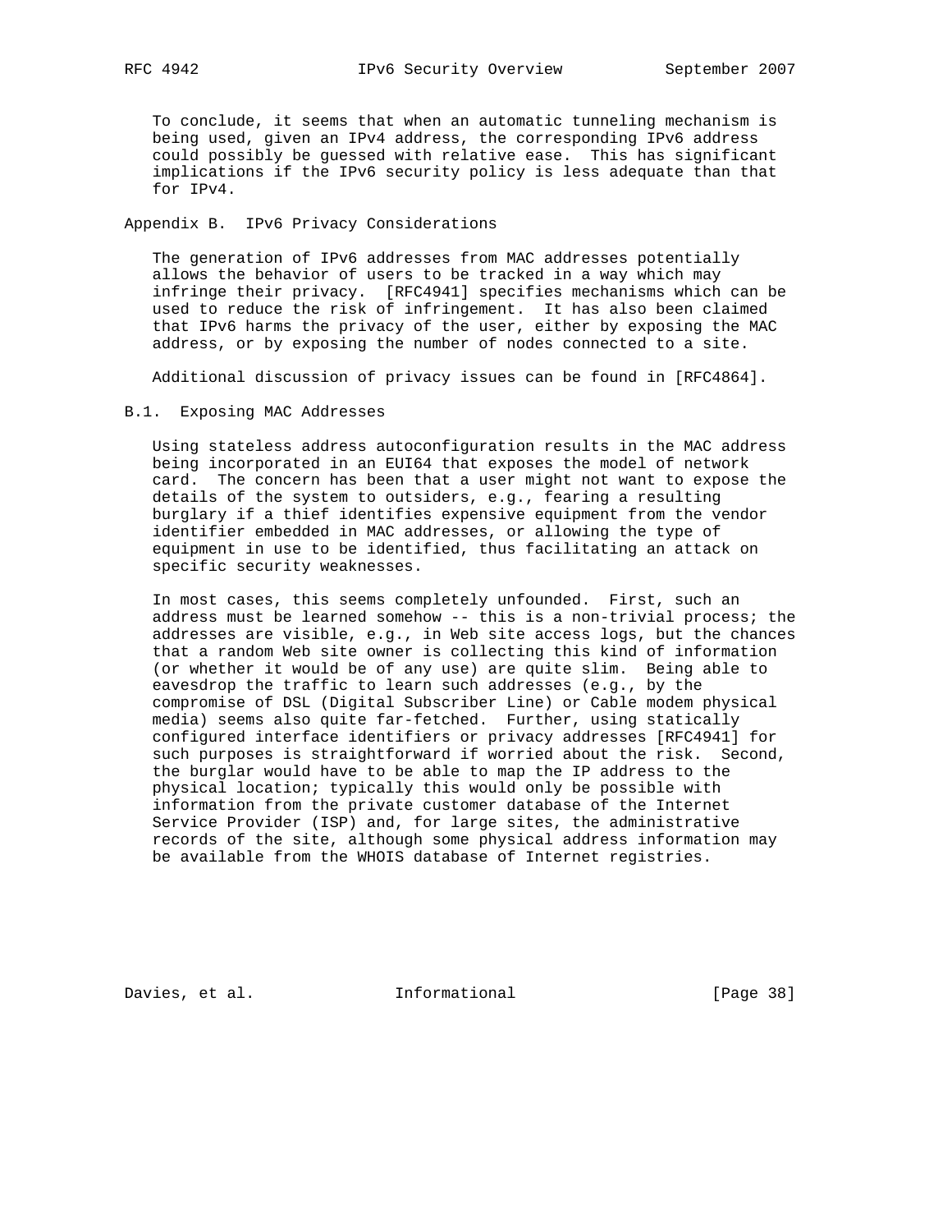To conclude, it seems that when an automatic tunneling mechanism is being used, given an IPv4 address, the corresponding IPv6 address could possibly be guessed with relative ease. This has significant implications if the IPv6 security policy is less adequate than that for IPv4.

## Appendix B. IPv6 Privacy Considerations

The generation of IPv6 addresses from MAC addresses potentially allows the behavior of users to be tracked in a way which may infringe their privacy. [RFC4941] specifies mechanisms which can be used to reduce the risk of infringement. It has also been claimed that IPv6 harms the privacy of the user, either by exposing the MAC address, or by exposing the number of nodes connected to a site.

Additional discussion of privacy issues can be found in [RFC4864].

### B.1. Exposing MAC Addresses

Using stateless address autoconfiguration results in the MAC address being incorporated in an EUI64 that exposes the model of network card. The concern has been that a user might not want to expose the details of the system to outsiders, e.g., fearing a resulting burglary if a thief identifies expensive equipment from the vendor identifier embedded in MAC addresses, or allowing the type of equipment in use to be identified, thus facilitating an attack on specific security weaknesses.

In most cases, this seems completely unfounded. First, such an address must be learned somehow -- this is a non-trivial process; the addresses are visible, e.g., in Web site access logs, but the chances that a random Web site owner is collecting this kind of information (or whether it would be of any use) are quite slim. Being able to eavesdrop the traffic to learn such addresses (e.g., by the compromise of DSL (Digital Subscriber Line) or Cable modem physical media) seems also quite far-fetched. Further, using statically configured interface identifiers or privacy addresses [RFC4941] for such purposes is straightforward if worried about the risk. Second, the burglar would have to be able to map the IP address to the physical location; typically this would only be possible with information from the private customer database of the Internet Service Provider (ISP) and, for large sites, the administrative records of the site, although some physical address information may be available from the WHOIS database of Internet registries.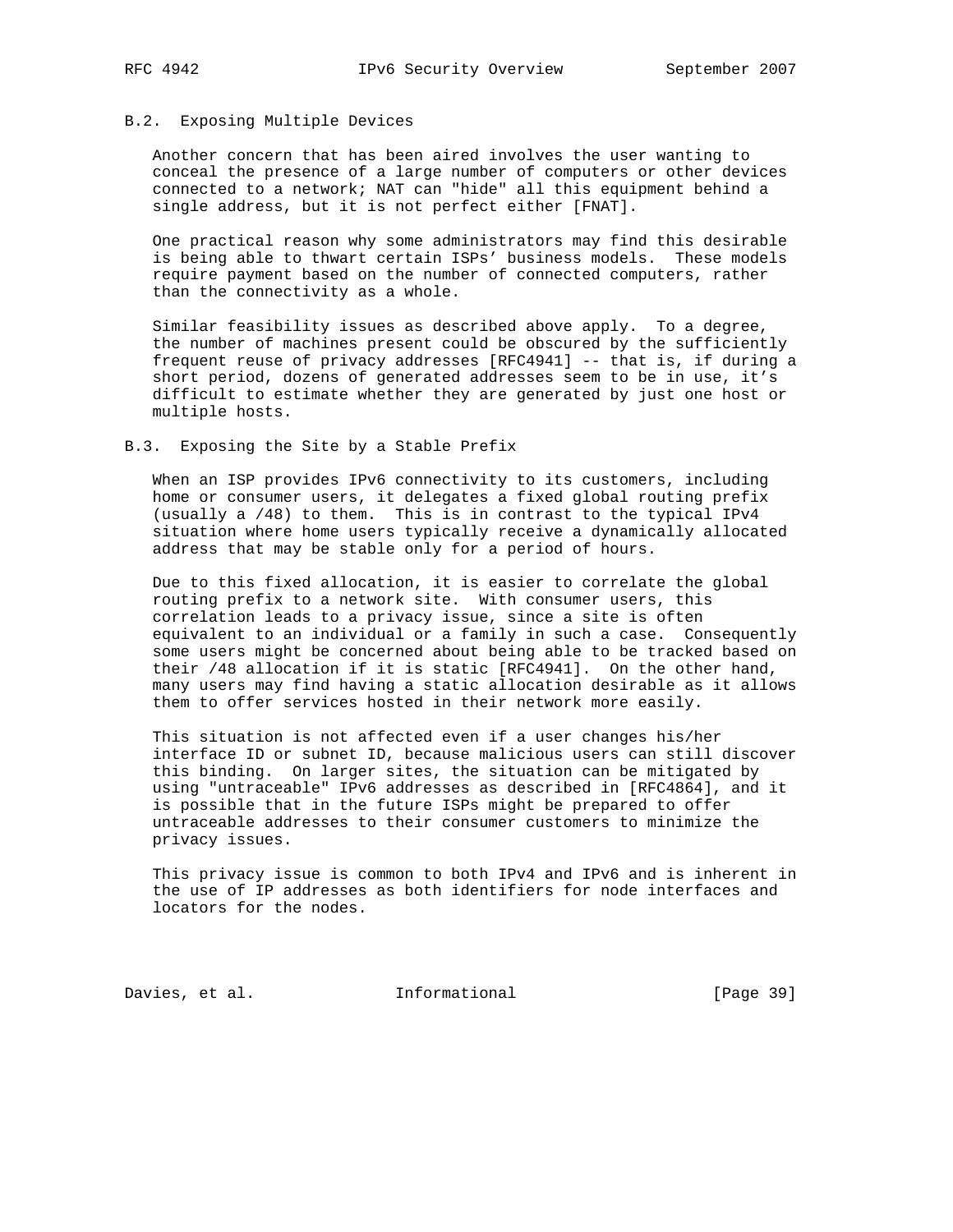### B.2. Exposing Multiple Devices

Another concern that has been aired involves the user wanting to conceal the presence of a large number of computers or other devices connected to a network; NAT can "hide" all this equipment behind a single address, but it is not perfect either [FNAT].

One practical reason why some administrators may find this desirable is being able to thwart certain ISPs' business models. These models require payment based on the number of connected computers, rather than the connectivity as a whole.

Similar feasibility issues as described above apply. To a degree, the number of machines present could be obscured by the sufficiently frequent reuse of privacy addresses [RFC4941] -- that is, if during a short period, dozens of generated addresses seem to be in use, it's difficult to estimate whether they are generated by just one host or multiple hosts.

### B.3. Exposing the Site by a Stable Prefix

When an ISP provides IPv6 connectivity to its customers, including home or consumer users, it delegates a fixed global routing prefix (usually a /48) to them. This is in contrast to the typical IPv4 situation where home users typically receive a dynamically allocated address that may be stable only for a period of hours.

Due to this fixed allocation, it is easier to correlate the global routing prefix to a network site. With consumer users, this correlation leads to a privacy issue, since a site is often equivalent to an individual or a family in such a case. Consequently some users might be concerned about being able to be tracked based on their /48 allocation if it is static [RFC4941]. On the other hand, many users may find having a static allocation desirable as it allows them to offer services hosted in their network more easily.

This situation is not affected even if a user changes his/her interface ID or subnet ID, because malicious users can still discover this binding. On larger sites, the situation can be mitigated by using "untraceable" IPv6 addresses as described in [RFC4864], and it is possible that in the future ISPs might be prepared to offer untraceable addresses to their consumer customers to minimize the privacy issues.

This privacy issue is common to both IPv4 and IPv6 and is inherent in the use of IP addresses as both identifiers for node interfaces and locators for the nodes.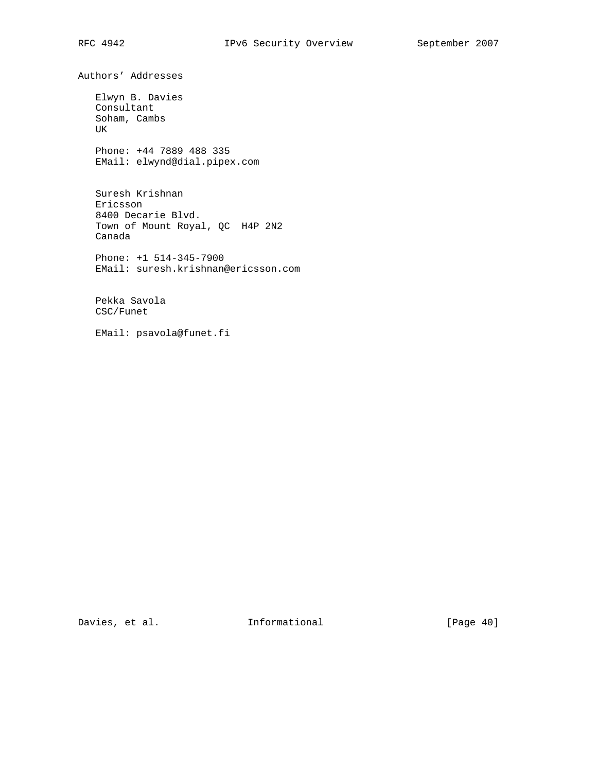## Authors' Addresses

Elwyn B. Davies
Consultant
Soham, Cambs
UK

Phone: +44 7889 488 335
EMail: elwynd@dial.pipex.com

Suresh Krishnan
Ericsson
8400 Decarie Blvd.
Town of Mount Royal, QC  H4P 2N2
Canada

Phone: +1 514-345-7900
EMail: suresh.krishnan@ericsson.com

Pekka Savola
CSC/Funet

EMail: psavola@funet.fi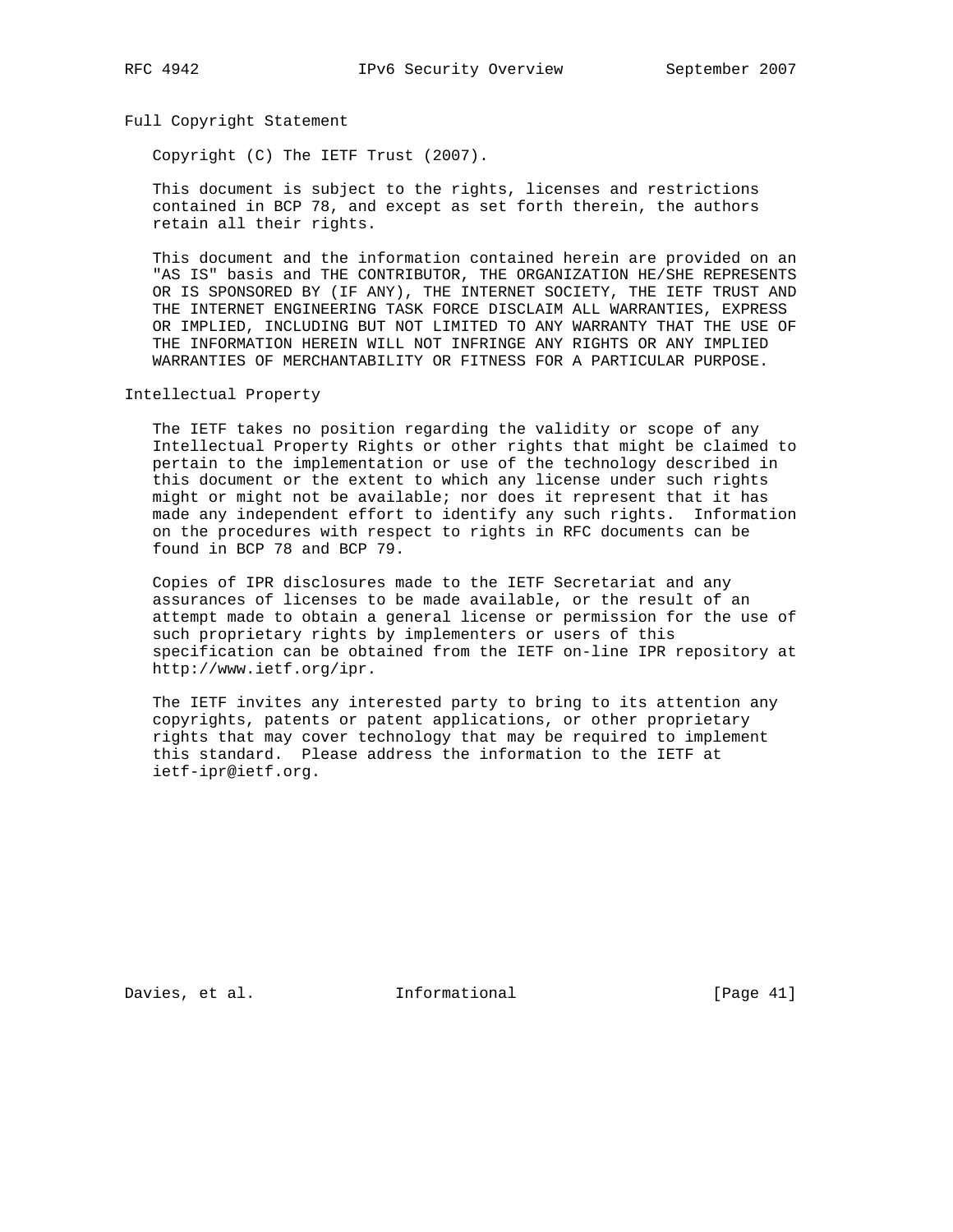## Full Copyright Statement

Copyright (C) The IETF Trust (2007).

This document is subject to the rights, licenses and restrictions contained in BCP 78, and except as set forth therein, the authors retain all their rights.

This document and the information contained herein are provided on an "AS IS" basis and THE CONTRIBUTOR, THE ORGANIZATION HE/SHE REPRESENTS OR IS SPONSORED BY (IF ANY), THE INTERNET SOCIETY, THE IETF TRUST AND THE INTERNET ENGINEERING TASK FORCE DISCLAIM ALL WARRANTIES, EXPRESS OR IMPLIED, INCLUDING BUT NOT LIMITED TO ANY WARRANTY THAT THE USE OF THE INFORMATION HEREIN WILL NOT INFRINGE ANY RIGHTS OR ANY IMPLIED WARRANTIES OF MERCHANTABILITY OR FITNESS FOR A PARTICULAR PURPOSE.

## Intellectual Property

The IETF takes no position regarding the validity or scope of any Intellectual Property Rights or other rights that might be claimed to pertain to the implementation or use of the technology described in this document or the extent to which any license under such rights might or might not be available; nor does it represent that it has made any independent effort to identify any such rights. Information on the procedures with respect to rights in RFC documents can be found in BCP 78 and BCP 79.

Copies of IPR disclosures made to the IETF Secretariat and any assurances of licenses to be made available, or the result of an attempt made to obtain a general license or permission for the use of such proprietary rights by implementers or users of this specification can be obtained from the IETF on-line IPR repository at http://www.ietf.org/ipr.

The IETF invites any interested party to bring to its attention any copyrights, patents or patent applications, or other proprietary rights that may cover technology that may be required to implement this standard. Please address the information to the IETF at ietf-ipr@ietf.org.